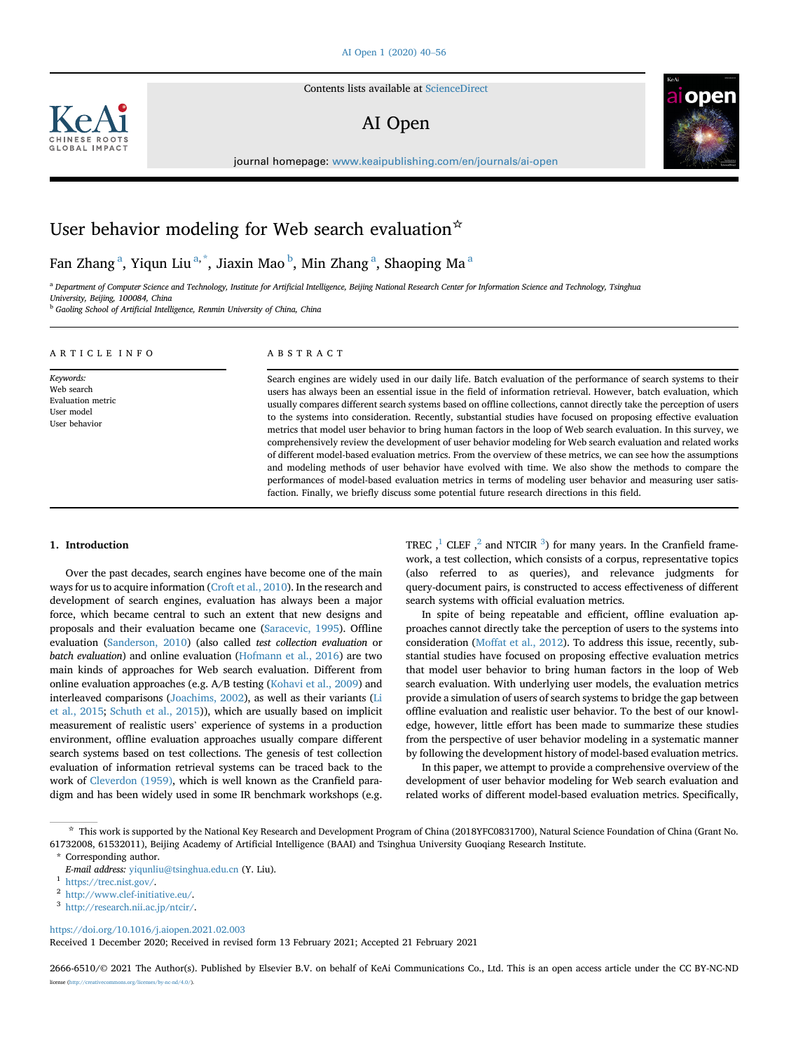# User behavior modeling for Web search evaluation☆

Fan Zhang [a], Yiqun Liu [a,*], Jiaxin Mao [b], Min Zhang [a], Shaoping Ma [a]

[a] Department of Computer Science and Technology, Institute for Artificial Intelligence, Beijing National Research Center for Information Science and Technology, Tsinghua University, Beijing, 100084, China

[b] Gaoling School of Artificial Intelligence, Renmin University of China, China

ARTICLE INFO

*Keywords:*
Web search
Evaluation metric
User model
User behavior

ABSTRACT

Search engines are widely used in our daily life. Batch evaluation of the performance of search systems to their users has always been an essential issue in the field of information retrieval. However, batch evaluation, which usually compares different search systems based on offline collections, cannot directly take the perception of users to the systems into consideration. Recently, substantial studies have focused on proposing effective evaluation metrics that model user behavior to bring human factors in the loop of Web search evaluation. In this survey, we comprehensively review the development of user behavior modeling for Web search evaluation and related works of different model-based evaluation metrics. From the overview of these metrics, we can see how the assumptions and modeling methods of user behavior have evolved with time. We also show the methods to compare the performances of model-based evaluation metrics in terms of modeling user behavior and measuring user satisfaction. Finally, we briefly discuss some potential future research directions in this field.

## 1. Introduction

Over the past decades, search engines have become one of the main ways for us to acquire information (Croft et al., 2010). In the research and development of search engines, evaluation has always been a major force, which became central to such an extent that new designs and proposals and their evaluation became one (Saracevic, 1995). Offline evaluation (Sanderson, 2010) (also called *test collection evaluation* or *batch evaluation*) and online evaluation (Hofmann et al., 2016) are two main kinds of approaches for Web search evaluation. Different from online evaluation approaches (e.g. A/B testing (Kohavi et al., 2009) and interleaved comparisons (Joachims, 2002), as well as their variants (Li et al., 2015; Schuth et al., 2015)), which are usually based on implicit measurement of realistic users' experience of systems in a production environment, offline evaluation approaches usually compare different search systems based on test collections. The genesis of test collection evaluation of information retrieval systems can be traced back to the work of Cleverdon (1959), which is well known as the Cranfield paradigm and has been widely used in some IR benchmark workshops (e.g. TREC ,[1] CLEF ,[2] and NTCIR [3]) for many years. In the Cranfield framework, a test collection, which consists of a corpus, representative topics (also referred to as queries), and relevance judgments for query-document pairs, is constructed to access effectiveness of different search systems with official evaluation metrics.

In spite of being repeatable and efficient, offline evaluation approaches cannot directly take the perception of users to the systems into consideration (Moffat et al., 2012). To address this issue, recently, substantial studies have focused on proposing effective evaluation metrics that model user behavior to bring human factors in the loop of Web search evaluation. With underlying user models, the evaluation metrics provide a simulation of users of search systems to bridge the gap between offline evaluation and realistic user behavior. To the best of our knowledge, however, little effort has been made to summarize these studies from the perspective of user behavior modeling in a systematic manner by following the development history of model-based evaluation metrics.

In this paper, we attempt to provide a comprehensive overview of the development of user behavior modeling for Web search evaluation and related works of different model-based evaluation metrics. Specifically,

☆ This work is supported by the National Key Research and Development Program of China (2018YFC0831700), Natural Science Foundation of China (Grant No. 61732008, 61532011), Beijing Academy of Artificial Intelligence (BAAI) and Tsinghua University Guoqiang Research Institute.

\* Corresponding author.
*E-mail address:* yiqunliu@tsinghua.edu.cn (Y. Liu).

[1] https://trec.nist.gov/.
[2] http://www.clef-initiative.eu/.
[3] http://research.nii.ac.jp/ntcir/.

https://doi.org/10.1016/j.aiopen.2021.02.003
Received 1 December 2020; Received in revised form 13 February 2021; Accepted 21 February 2021

2666-6510/© 2021 The Author(s). Published by Elsevier B.V. on behalf of KeAi Communications Co., Ltd. This is an open access article under the CC BY-NC-ND license (http://creativecommons.org/licenses/by-nc-nd/4.0/).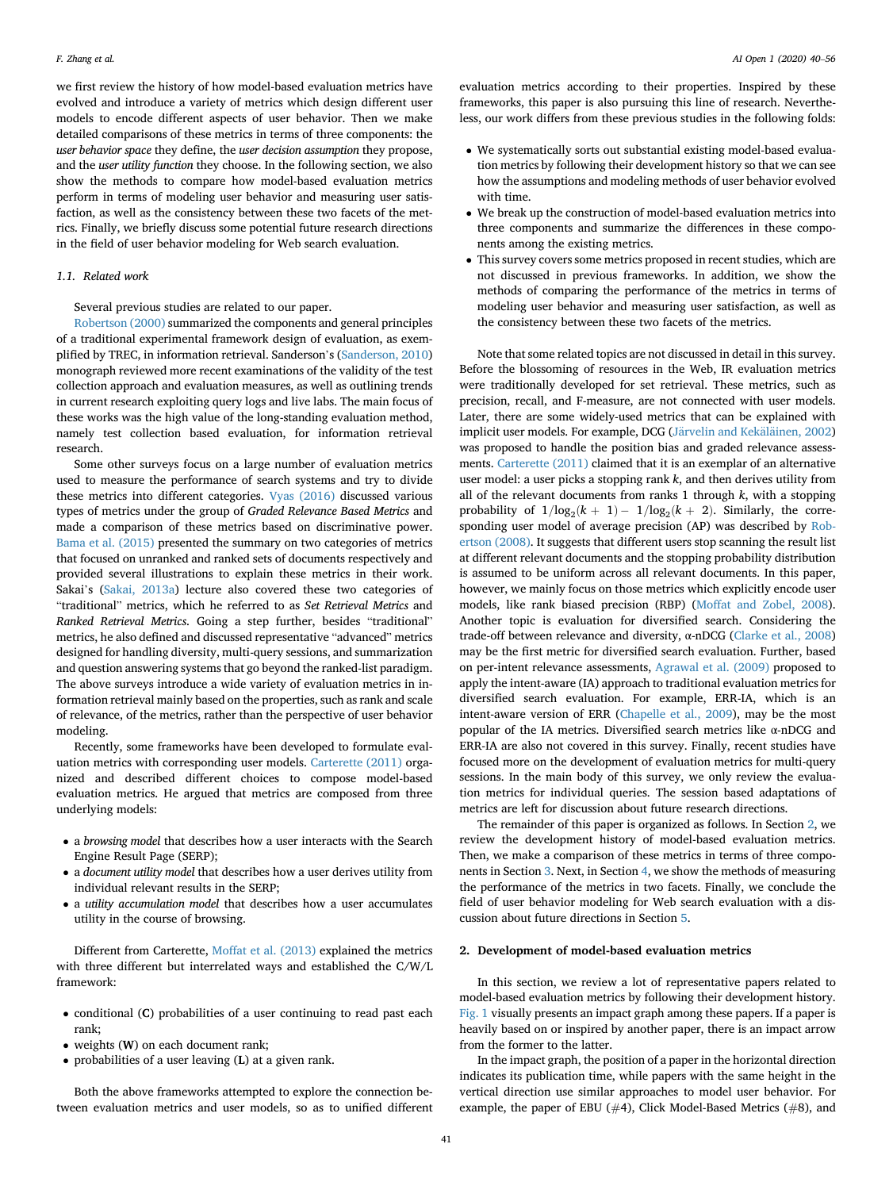we first review the history of how model-based evaluation metrics have evolved and introduce a variety of metrics which design different user models to encode different aspects of user behavior. Then we make detailed comparisons of these metrics in terms of three components: the *user behavior space* they define, the *user decision assumption* they propose, and the *user utility function* they choose. In the following section, we also show the methods to compare how model-based evaluation metrics perform in terms of modeling user behavior and measuring user satisfaction, as well as the consistency between these two facets of the metrics. Finally, we briefly discuss some potential future research directions in the field of user behavior modeling for Web search evaluation.

### 1.1. Related work

Several previous studies are related to our paper.

Robertson (2000) summarized the components and general principles of a traditional experimental framework design of evaluation, as exemplified by TREC, in information retrieval. Sanderson's (Sanderson, 2010) monograph reviewed more recent examinations of the validity of the test collection approach and evaluation measures, as well as outlining trends in current research exploiting query logs and live labs. The main focus of these works was the high value of the long-standing evaluation method, namely test collection based evaluation, for information retrieval research.

Some other surveys focus on a large number of evaluation metrics used to measure the performance of search systems and try to divide these metrics into different categories. Vyas (2016) discussed various types of metrics under the group of *Graded Relevance Based Metrics* and made a comparison of these metrics based on discriminative power. Bama et al. (2015) presented the summary on two categories of metrics that focused on unranked and ranked sets of documents respectively and provided several illustrations to explain these metrics in their work. Sakai's (Sakai, 2013a) lecture also covered these two categories of "traditional" metrics, which he referred to as *Set Retrieval Metrics* and *Ranked Retrieval Metrics*. Going a step further, besides "traditional" metrics, he also defined and discussed representative "advanced" metrics designed for handling diversity, multi-query sessions, and summarization and question answering systems that go beyond the ranked-list paradigm. The above surveys introduce a wide variety of evaluation metrics in information retrieval mainly based on the properties, such as rank and scale of relevance, of the metrics, rather than the perspective of user behavior modeling.

Recently, some frameworks have been developed to formulate evaluation metrics with corresponding user models. Carterette (2011) organized and described different choices to compose model-based evaluation metrics. He argued that metrics are composed from three underlying models:

- a *browsing model* that describes how a user interacts with the Search Engine Result Page (SERP);
- a *document utility model* that describes how a user derives utility from individual relevant results in the SERP;
- a *utility accumulation model* that describes how a user accumulates utility in the course of browsing.

Different from Carterette, Moffat et al. (2013) explained the metrics with three different but interrelated ways and established the C/W/L framework:

- conditional (**C**) probabilities of a user continuing to read past each rank;
- weights (**W**) on each document rank;
- probabilities of a user leaving (**L**) at a given rank.

Both the above frameworks attempted to explore the connection between evaluation metrics and user models, so as to unified different evaluation metrics according to their properties. Inspired by these frameworks, this paper is also pursuing this line of research. Nevertheless, our work differs from these previous studies in the following folds:

- We systematically sorts out substantial existing model-based evaluation metrics by following their development history so that we can see how the assumptions and modeling methods of user behavior evolved with time.
- We break up the construction of model-based evaluation metrics into three components and summarize the differences in these components among the existing metrics.
- This survey covers some metrics proposed in recent studies, which are not discussed in previous frameworks. In addition, we show the methods of comparing the performance of the metrics in terms of modeling user behavior and measuring user satisfaction, as well as the consistency between these two facets of the metrics.

Note that some related topics are not discussed in detail in this survey. Before the blossoming of resources in the Web, IR evaluation metrics were traditionally developed for set retrieval. These metrics, such as precision, recall, and F-measure, are not connected with user models. Later, there are some widely-used metrics that can be explained with implicit user models. For example, DCG (Järvelin and Kekäläinen, 2002) was proposed to handle the position bias and graded relevance assessments. Carterette (2011) claimed that it is an exemplar of an alternative user model: a user picks a stopping rank $k$, and then derives utility from all of the relevant documents from ranks 1 through $k$, with a stopping probability of $1/\log_2(k+1) - 1/\log_2(k+2)$. Similarly, the corresponding user model of average precision (AP) was described by Robertson (2008). It suggests that different users stop scanning the result list at different relevant documents and the stopping probability distribution is assumed to be uniform across all relevant documents. In this paper, however, we mainly focus on those metrics which explicitly encode user models, like rank biased precision (RBP) (Moffat and Zobel, 2008). Another topic is evaluation for diversified search. Considering the trade-off between relevance and diversity, α-nDCG (Clarke et al., 2008) may be the first metric for diversified search evaluation. Further, based on per-intent relevance assessments, Agrawal et al. (2009) proposed to apply the intent-aware (IA) approach to traditional evaluation metrics for diversified search evaluation. For example, ERR-IA, which is an intent-aware version of ERR (Chapelle et al., 2009), may be the most popular of the IA metrics. Diversified search metrics like α-nDCG and ERR-IA are also not covered in this survey. Finally, recent studies have focused more on the development of evaluation metrics for multi-query sessions. In the main body of this survey, we only review the evaluation metrics for individual queries. The session based adaptations of metrics are left for discussion about future research directions.

The remainder of this paper is organized as follows. In Section 2, we review the development history of model-based evaluation metrics. Then, we make a comparison of these metrics in terms of three components in Section 3. Next, in Section 4, we show the methods of measuring the performance of the metrics in two facets. Finally, we conclude the field of user behavior modeling for Web search evaluation with a discussion about future directions in Section 5.

## 2. Development of model-based evaluation metrics

In this section, we review a lot of representative papers related to model-based evaluation metrics by following their development history. Fig. 1 visually presents an impact graph among these papers. If a paper is heavily based on or inspired by another paper, there is an impact arrow from the former to the latter.

In the impact graph, the position of a paper in the horizontal direction indicates its publication time, while papers with the same height in the vertical direction use similar approaches to model user behavior. For example, the paper of EBU (#4), Click Model-Based Metrics (#8), and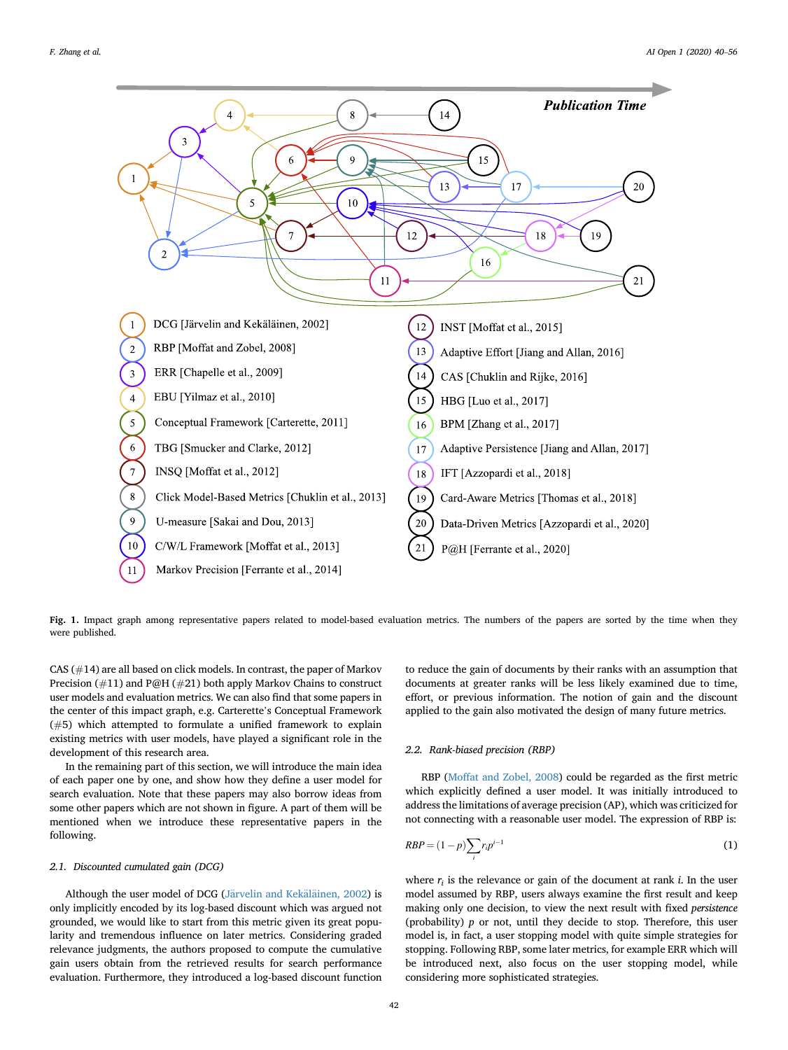Publication Time

| | | | |
|---|---|---|---|
| 1 | DCG [Järvelin and Kekäläinen, 2002] | 12 | INST [Moffat et al., 2015] |
| 2 | RBP [Moffat and Zobel, 2008] | 13 | Adaptive Effort [Jiang and Allan, 2016] |
| 3 | ERR [Chapelle et al., 2009] | 14 | CAS [Chuklin and Rijke, 2016] |
| 4 | EBU [Yilmaz et al., 2010] | 15 | HBG [Luo et al., 2017] |
| 5 | Conceptual Framework [Carterette, 2011] | 16 | BPM [Zhang et al., 2017] |
| 6 | TBG [Smucker and Clarke, 2012] | 17 | Adaptive Persistence [Jiang and Allan, 2017] |
| 7 | INSQ [Moffat et al., 2012] | 18 | IFT [Azzopardi et al., 2018] |
| 8 | Click Model-Based Metrics [Chuklin et al., 2013] | 19 | Card-Aware Metrics [Thomas et al., 2018] |
| 9 | U-measure [Sakai and Dou, 2013] | 20 | Data-Driven Metrics [Azzopardi et al., 2020] |
| 10 | C/W/L Framework [Moffat et al., 2013] | 21 | P@H [Ferrante et al., 2020] |
| 11 | Markov Precision [Ferrante et al., 2014] | | |

**Fig. 1.** Impact graph among representative papers related to model-based evaluation metrics. The numbers of the papers are sorted by the time when they were published.

CAS (#14) are all based on click models. In contrast, the paper of Markov Precision (#11) and P@H (#21) both apply Markov Chains to construct user models and evaluation metrics. We can also find that some papers in the center of this impact graph, e.g. Carterette's Conceptual Framework (#5) which attempted to formulate a unified framework to explain existing metrics with user models, have played a significant role in the development of this research area.

In the remaining part of this section, we will introduce the main idea of each paper one by one, and show how they define a user model for search evaluation. Note that these papers may also borrow ideas from some other papers which are not shown in figure. A part of them will be mentioned when we introduce these representative papers in the following.

### 2.1. Discounted cumulated gain (DCG)

Although the user model of DCG (Järvelin and Kekäläinen, 2002) is only implicitly encoded by its log-based discount which was argued not grounded, we would like to start from this metric given its great popularity and tremendous influence on later metrics. Considering graded relevance judgments, the authors proposed to compute the cumulative gain users obtain from the retrieved results for search performance evaluation. Furthermore, they introduced a log-based discount function to reduce the gain of documents by their ranks with an assumption that documents at greater ranks will be less likely examined due to time, effort, or previous information. The notion of gain and the discount applied to the gain also motivated the design of many future metrics.

### 2.2. Rank-biased precision (RBP)

RBP (Moffat and Zobel, 2008) could be regarded as the first metric which explicitly defined a user model. It was initially introduced to address the limitations of average precision (AP), which was criticized for not connecting with a reasonable user model. The expression of RBP is:

$$RBP = (1-p)\sum_{i} r_i p^{i-1} \tag{1}$$

where $r_i$ is the relevance or gain of the document at rank $i$. In the user model assumed by RBP, users always examine the first result and keep making only one decision, to view the next result with fixed *persistence* (probability) $p$ or not, until they decide to stop. Therefore, this user model is, in fact, a user stopping model with quite simple strategies for stopping. Following RBP, some later metrics, for example ERR which will be introduced next, also focus on the user stopping model, while considering more sophisticated strategies.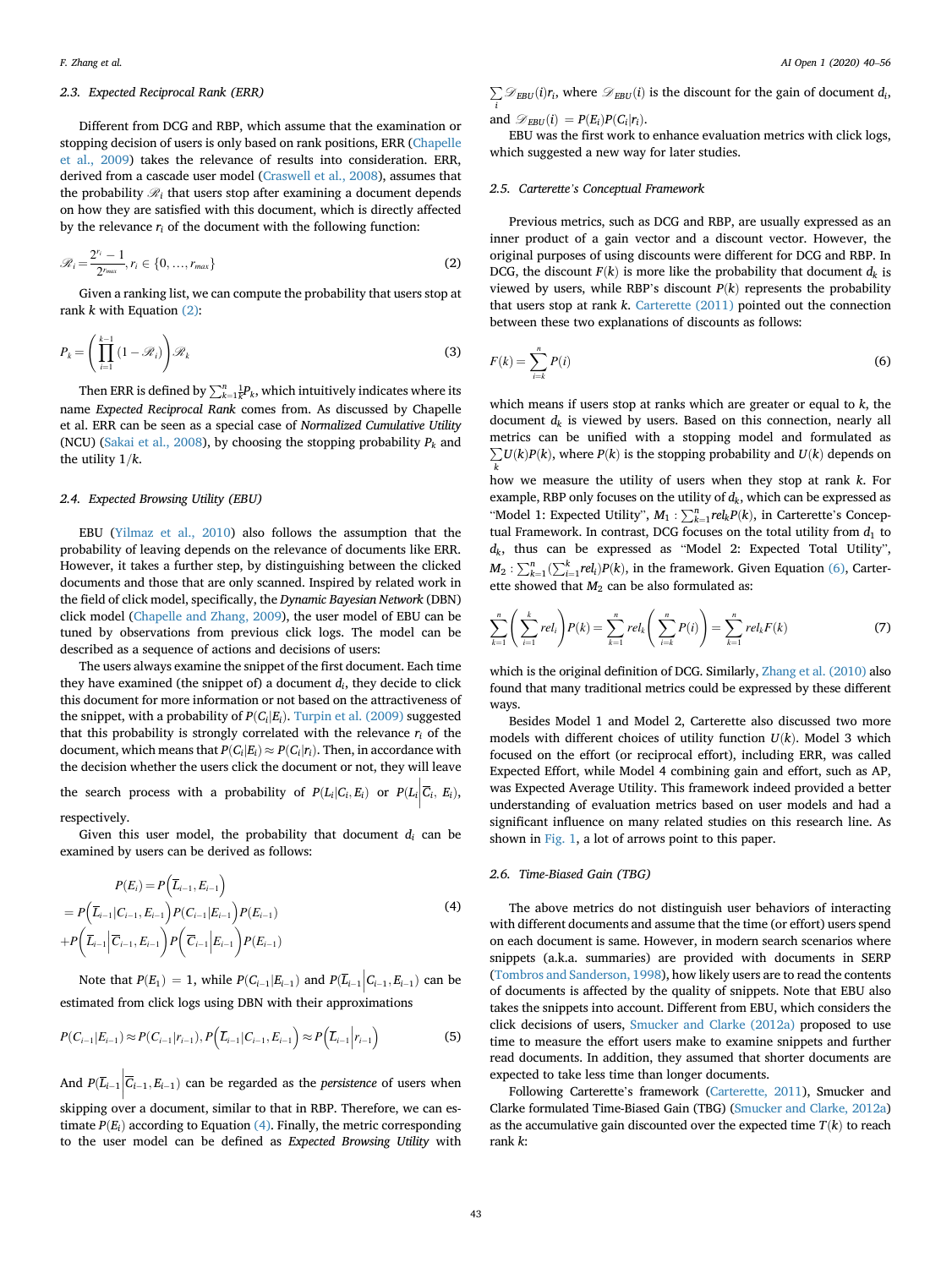### 2.3. Expected Reciprocal Rank (ERR)

Different from DCG and RBP, which assume that the examination or stopping decision of users is only based on rank positions, ERR (Chapelle et al., 2009) takes the relevance of results into consideration. ERR, derived from a cascade user model (Craswell et al., 2008), assumes that the probability $\mathscr{R}_i$ that users stop after examining a document depends on how they are satisfied with this document, which is directly affected by the relevance $r_i$ of the document with the following function:

$$\mathscr{R}_i = \frac{2^{r_i} - 1}{2^{r_{max}}}, r_i \in \{0, \ldots, r_{max}\} \tag{2}$$

Given a ranking list, we can compute the probability that users stop at rank $k$ with Equation (2):

$$P_k = \left(\prod_{i=1}^{k-1}(1 - \mathscr{R}_i)\right)\mathscr{R}_k \tag{3}$$

Then ERR is defined by $\sum_{k=1}^{n}\frac{1}{k}P_k$, which intuitively indicates where its name *Expected Reciprocal Rank* comes from. As discussed by Chapelle et al. ERR can be seen as a special case of *Normalized Cumulative Utility* (NCU) (Sakai et al., 2008), by choosing the stopping probability $P_k$ and the utility $1/k$.

### 2.4. Expected Browsing Utility (EBU)

EBU (Yilmaz et al., 2010) also follows the assumption that the probability of leaving depends on the relevance of documents like ERR. However, it takes a further step, by distinguishing between the clicked documents and those that are only scanned. Inspired by related work in the field of click model, specifically, the *Dynamic Bayesian Network* (DBN) click model (Chapelle and Zhang, 2009), the user model of EBU can be tuned by observations from previous click logs. The model can be described as a sequence of actions and decisions of users:

The users always examine the snippet of the first document. Each time they have examined (the snippet of) a document $d_i$, they decide to click this document for more information or not based on the attractiveness of the snippet, with a probability of $P(C_i|E_i)$. Turpin et al. (2009) suggested that this probability is strongly correlated with the relevance $r_i$ of the document, which means that $P(C_i|E_i) \approx P(C_i|r_i)$. Then, in accordance with the decision whether the users click the document or not, they will leave the search process with a probability of $P(L_i|C_i, E_i)$ or $P(L_i|\overline{C}_i, E_i)$, respectively.

Given this user model, the probability that document $d_i$ can be examined by users can be derived as follows:

$$\begin{aligned}
P(E_i) &= P\left(\overline{L}_{i-1}, E_{i-1}\right) \\
&= P\left(\overline{L}_{i-1}|C_{i-1}, E_{i-1}\right)P(C_{i-1}|E_{i-1})P(E_{i-1}) \\
&+ P\left(\overline{L}_{i-1}\middle|\overline{C}_{i-1}, E_{i-1}\right)P\left(\overline{C}_{i-1}\middle|E_{i-1}\right)P(E_{i-1})
\end{aligned} \tag{4}$$

Note that $P(E_1) = 1$, while $P(C_{i-1}|E_{i-1})$ and $P(\overline{L}_{i-1}|C_{i-1}, E_{i-1})$ can be estimated from click logs using DBN with their approximations

$$P(C_{i-1}|E_{i-1}) \approx P(C_{i-1}|r_{i-1}), P\left(\overline{L}_{i-1}|C_{i-1}, E_{i-1}\right) \approx P\left(\overline{L}_{i-1}\middle|r_{i-1}\right) \tag{5}$$

And $P(\overline{L}_{i-1}|\overline{C}_{i-1}, E_{i-1})$ can be regarded as the *persistence* of users when skipping over a document, similar to that in RBP. Therefore, we can estimate $P(E_i)$ according to Equation (4). Finally, the metric corresponding to the user model can be defined as *Expected Browsing Utility* with $\sum_i \mathscr{D}_{EBU}(i)r_i$, where $\mathscr{D}_{EBU}(i)$ is the discount for the gain of document $d_i$, and $\mathscr{D}_{EBU}(i) = P(E_i)P(C_i|r_i)$.

EBU was the first work to enhance evaluation metrics with click logs, which suggested a new way for later studies.

### 2.5. Carterette's Conceptual Framework

Previous metrics, such as DCG and RBP, are usually expressed as an inner product of a gain vector and a discount vector. However, the original purposes of using discounts were different for DCG and RBP. In DCG, the discount $F(k)$ is more like the probability that document $d_k$ is viewed by users, while RBP's discount $P(k)$ represents the probability that users stop at rank $k$. Carterette (2011) pointed out the connection between these two explanations of discounts as follows:

$$F(k) = \sum_{i=k}^{n} P(i) \tag{6}$$

which means if users stop at ranks which are greater or equal to $k$, the document $d_k$ is viewed by users. Based on this connection, nearly all metrics can be unified with a stopping model and formulated as $\sum_k U(k)P(k)$, where $P(k)$ is the stopping probability and $U(k)$ depends on how we measure the utility of users when they stop at rank $k$. For example, RBP only focuses on the utility of $d_k$, which can be expressed as "Model 1: Expected Utility", $M_1 : \sum_{k=1}^{n} rel_k P(k)$, in Carterette's Conceptual Framework. In contrast, DCG focuses on the total utility from $d_1$ to $d_k$, thus can be expressed as "Model 2: Expected Total Utility", $M_2 : \sum_{k=1}^{n}(\sum_{i=1}^{k} rel_i)P(k)$, in the framework. Given Equation (6), Carterette showed that $M_2$ can be also formulated as:

$$\sum_{k=1}^{n}\left(\sum_{i=1}^{k} rel_i\right)P(k) = \sum_{k=1}^{n} rel_k\left(\sum_{i=k}^{n} P(i)\right) = \sum_{k=1}^{n} rel_k F(k) \tag{7}$$

which is the original definition of DCG. Similarly, Zhang et al. (2010) also found that many traditional metrics could be expressed by these different ways.

Besides Model 1 and Model 2, Carterette also discussed two more models with different choices of utility function $U(k)$. Model 3 which focused on the effort (or reciprocal effort), including ERR, was called Expected Effort, while Model 4 combining gain and effort, such as AP, was Expected Average Utility. This framework indeed provided a better understanding of evaluation metrics based on user models and had a significant influence on many related studies on this research line. As shown in Fig. 1, a lot of arrows point to this paper.

### 2.6. Time-Biased Gain (TBG)

The above metrics do not distinguish user behaviors of interacting with different documents and assume that the time (or effort) users spend on each document is same. However, in modern search scenarios where snippets (a.k.a. summaries) are provided with documents in SERP (Tombros and Sanderson, 1998), how likely users are to read the contents of documents is affected by the quality of snippets. Note that EBU also takes the snippets into account. Different from EBU, which considers the click decisions of users, Smucker and Clarke (2012a) proposed to use time to measure the effort users make to examine snippets and further read documents. In addition, they assumed that shorter documents are expected to take less time than longer documents.

Following Carterette's framework (Carterette, 2011), Smucker and Clarke formulated Time-Biased Gain (TBG) (Smucker and Clarke, 2012a) as the accumulative gain discounted over the expected time $T(k)$ to reach rank $k$: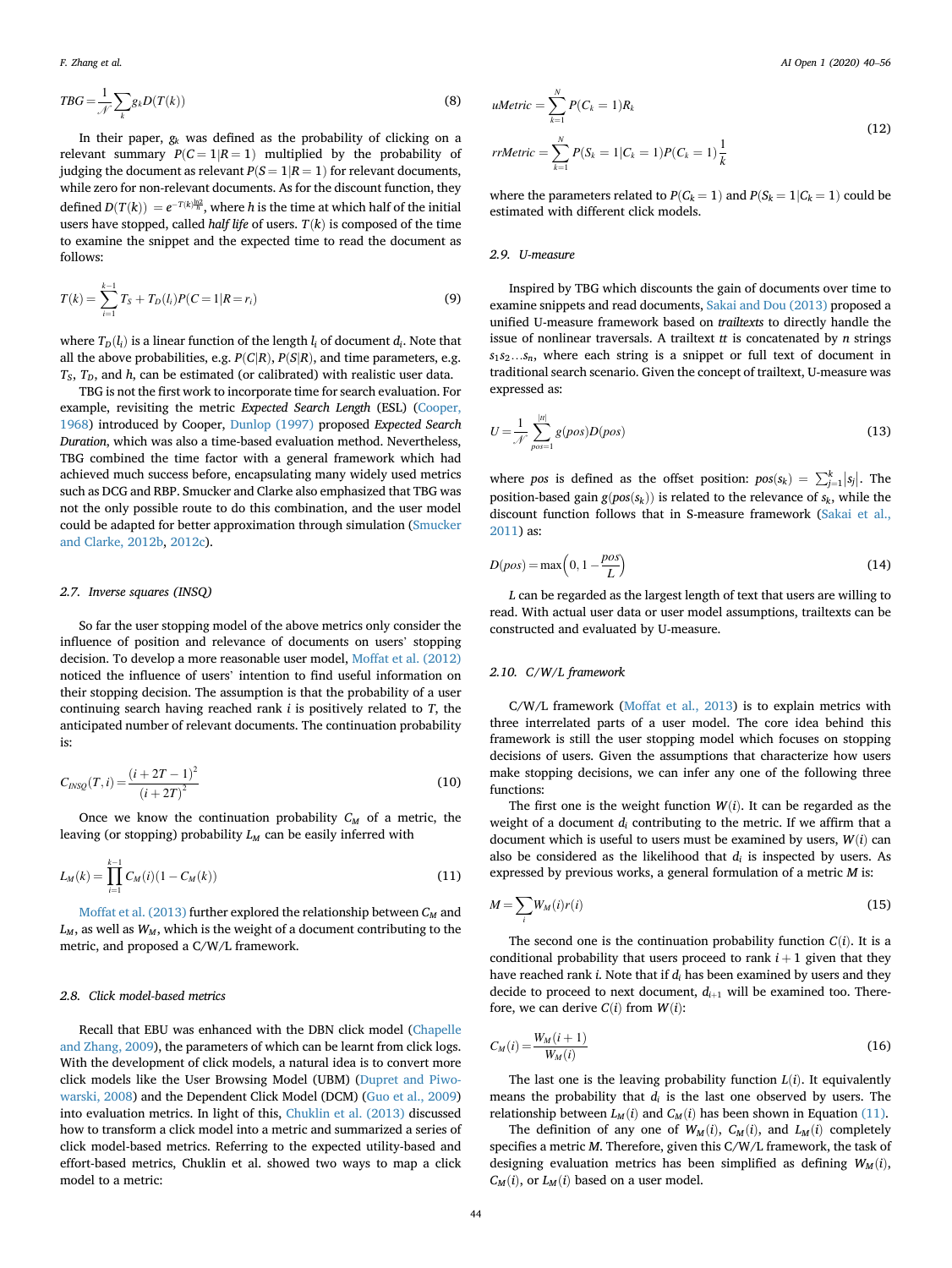$$TBG = \frac{1}{\mathcal{N}}\sum_k g_k D(T(k)) \tag{8}$$

In their paper, $g_k$ was defined as the probability of clicking on a relevant summary $P(C=1|R=1)$ multiplied by the probability of judging the document as relevant $P(S=1|R=1)$ for relevant documents, while zero for non-relevant documents. As for the discount function, they defined $D(T(k)) = e^{-T(k)\frac{\ln 2}{h}}$, where $h$ is the time at which half of the initial users have stopped, called *half life* of users. $T(k)$ is composed of the time to examine the snippet and the expected time to read the document as follows:

$$T(k) = \sum_{i=1}^{k-1} T_S + T_D(l_i)P(C=1|R=r_i) \tag{9}$$

where $T_D(l_i)$ is a linear function of the length $l_i$ of document $d_i$. Note that all the above probabilities, e.g. $P(C|R)$, $P(S|R)$, and time parameters, e.g. $T_S$, $T_D$, and $h$, can be estimated (or calibrated) with realistic user data.

TBG is not the first work to incorporate time for search evaluation. For example, revisiting the metric *Expected Search Length* (ESL) (Cooper, 1968) introduced by Cooper, Dunlop (1997) proposed *Expected Search Duration*, which was also a time-based evaluation method. Nevertheless, TBG combined the time factor with a general framework which had achieved much success before, encapsulating many widely used metrics such as DCG and RBP. Smucker and Clarke also emphasized that TBG was not the only possible route to do this combination, and the user model could be adapted for better approximation through simulation (Smucker and Clarke, 2012b, 2012c).

### 2.7. Inverse squares (INSQ)

So far the user stopping model of the above metrics only consider the influence of position and relevance of documents on users' stopping decision. To develop a more reasonable user model, Moffat et al. (2012) noticed the influence of users' intention to find useful information on their stopping decision. The assumption is that the probability of a user continuing search having reached rank $i$ is positively related to $T$, the anticipated number of relevant documents. The continuation probability is:

$$C_{INSQ}(T,i) = \frac{(i+2T-1)^2}{(i+2T)^2} \tag{10}$$

Once we know the continuation probability $C_M$ of a metric, the leaving (or stopping) probability $L_M$ can be easily inferred with

$$L_M(k) = \prod_{i=1}^{k-1} C_M(i)(1-C_M(k)) \tag{11}$$

Moffat et al. (2013) further explored the relationship between $C_M$ and $L_M$, as well as $W_M$, which is the weight of a document contributing to the metric, and proposed a C/W/L framework.

### 2.8. Click model-based metrics

Recall that EBU was enhanced with the DBN click model (Chapelle and Zhang, 2009), the parameters of which can be learnt from click logs. With the development of click models, a natural idea is to convert more click models like the User Browsing Model (UBM) (Dupret and Piwowarski, 2008) and the Dependent Click Model (DCM) (Guo et al., 2009) into evaluation metrics. In light of this, Chuklin et al. (2013) discussed how to transform a click model into a metric and summarized a series of click model-based metrics. Referring to the expected utility-based and effort-based metrics, Chuklin et al. showed two ways to map a click model to a metric:

$$uMetric = \sum_{k=1}^{N} P(C_k=1)R_k$$
$$rrMetric = \sum_{k=1}^{N} P(S_k=1|C_k=1)P(C_k=1)\frac{1}{k} \tag{12}$$

where the parameters related to $P(C_k=1)$ and $P(S_k=1|C_k=1)$ could be estimated with different click models.

### 2.9. U-measure

Inspired by TBG which discounts the gain of documents over time to examine snippets and read documents, Sakai and Dou (2013) proposed a unified U-measure framework based on *trailtexts* to directly handle the issue of nonlinear traversals. A trailtext $tt$ is concatenated by $n$ strings $s_1s_2\ldots s_n$, where each string is a snippet or full text of document in traditional search scenario. Given the concept of trailtext, U-measure was expressed as:

$$U = \frac{1}{\mathcal{N}}\sum_{pos=1}^{|tt|} g(pos)D(pos) \tag{13}$$

where $pos$ is defined as the offset position: $pos(s_k) = \sum_{j=1}^{k}|s_j|$. The position-based gain $g(pos(s_k))$ is related to the relevance of $s_k$, while the discount function follows that in S-measure framework (Sakai et al., 2011) as:

$$D(pos) = \max\left(0, 1-\frac{pos}{L}\right) \tag{14}$$

$L$ can be regarded as the largest length of text that users are willing to read. With actual user data or user model assumptions, trailtexts can be constructed and evaluated by U-measure.

### 2.10. C/W/L framework

C/W/L framework (Moffat et al., 2013) is to explain metrics with three interrelated parts of a user model. The core idea behind this framework is still the user stopping model which focuses on stopping decisions of users. Given the assumptions that characterize how users make stopping decisions, we can infer any one of the following three functions:

The first one is the weight function $W(i)$. It can be regarded as the weight of a document $d_i$ contributing to the metric. If we affirm that a document which is useful to users must be examined by users, $W(i)$ can also be considered as the likelihood that $d_i$ is inspected by users. As expressed by previous works, a general formulation of a metric $M$ is:

$$M = \sum_i W_M(i)r(i) \tag{15}$$

The second one is the continuation probability function $C(i)$. It is a conditional probability that users proceed to rank $i+1$ given that they have reached rank $i$. Note that if $d_i$ has been examined by users and they decide to proceed to next document, $d_{i+1}$ will be examined too. Therefore, we can derive $C(i)$ from $W(i)$:

$$C_M(i) = \frac{W_M(i+1)}{W_M(i)} \tag{16}$$

The last one is the leaving probability function $L(i)$. It equivalently means the probability that $d_i$ is the last one observed by users. The relationship between $L_M(i)$ and $C_M(i)$ has been shown in Equation (11).

The definition of any one of $W_M(i)$, $C_M(i)$, and $L_M(i)$ completely specifies a metric $M$. Therefore, given this C/W/L framework, the task of designing evaluation metrics has been simplified as defining $W_M(i)$, $C_M(i)$, or $L_M(i)$ based on a user model.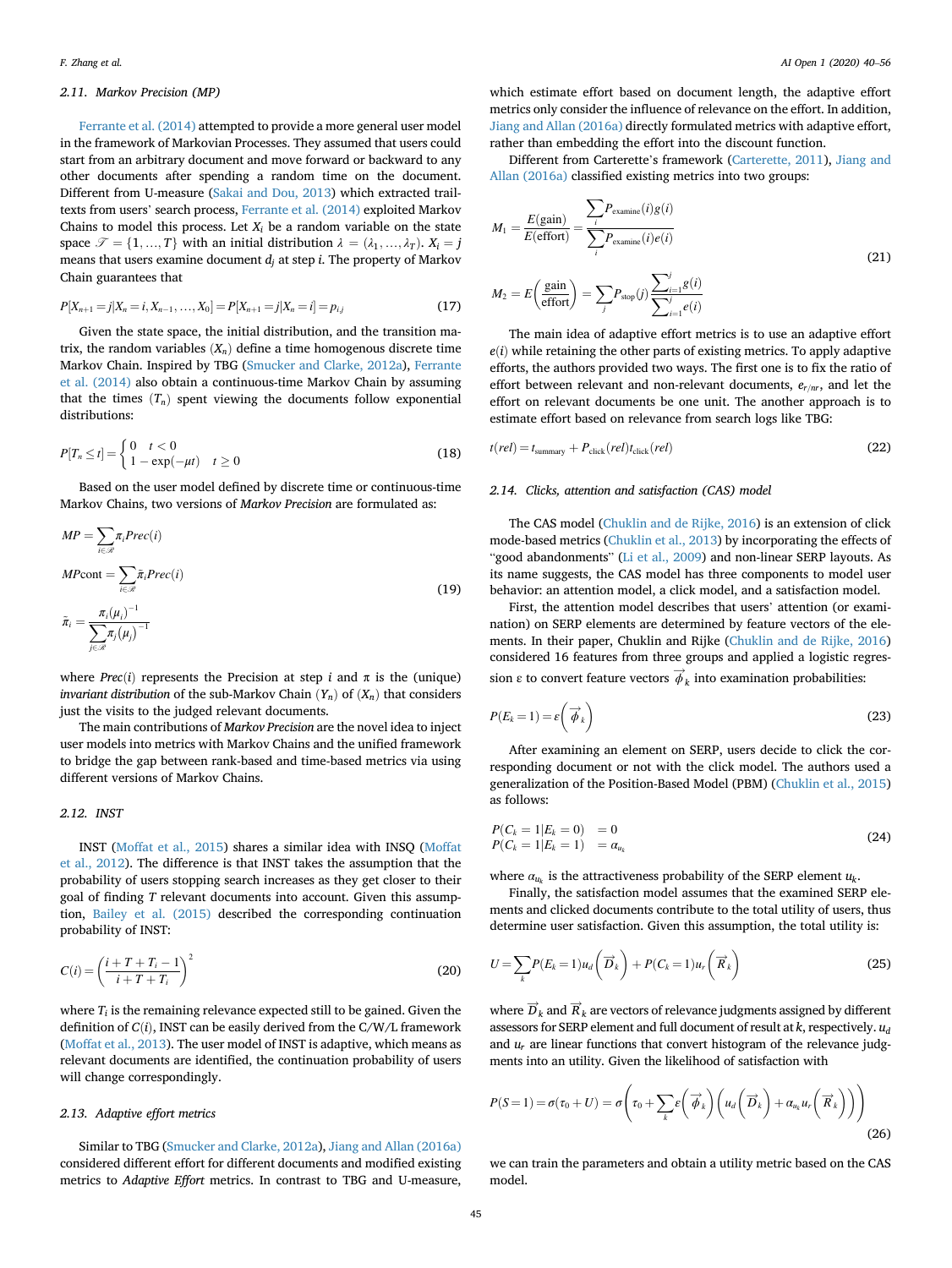### 2.11. Markov Precision (MP)

Ferrante et al. (2014) attempted to provide a more general user model in the framework of Markovian Processes. They assumed that users could start from an arbitrary document and move forward or backward to any other documents after spending a random time on the document. Different from U-measure (Sakai and Dou, 2013) which extracted trail-texts from users' search process, Ferrante et al. (2014) exploited Markov Chains to model this process. Let $X_i$ be a random variable on the state space $\mathcal{T} = \{1, \ldots, T\}$ with an initial distribution $\lambda = (\lambda_1, \ldots, \lambda_T)$. $X_i = j$ means that users examine document $d_j$ at step $i$. The property of Markov Chain guarantees that

$$P[X_{n+1} = j | X_n = i, X_{n-1}, \ldots, X_0] = P[X_{n+1} = j | X_n = i] = p_{i,j} \tag{17}$$

Given the state space, the initial distribution, and the transition matrix, the random variables $(X_n)$ define a time homogenous discrete time Markov Chain. Inspired by TBG (Smucker and Clarke, 2012a), Ferrante et al. (2014) also obtain a continuous-time Markov Chain by assuming that the times $(T_n)$ spent viewing the documents follow exponential distributions:

$$P[T_n \leq t] = \begin{cases} 0 & t < 0 \\ 1 - \exp(-\mu t) & t \geq 0 \end{cases} \tag{18}$$

Based on the user model defined by discrete time or continuous-time Markov Chains, two versions of *Markov Precision* are formulated as:

$$\begin{aligned} MP &= \sum_{i \in \mathcal{R}} \pi_i Prec(i) \\ MP\text{cont} &= \sum_{i \in \mathcal{R}} \tilde{\pi}_i Prec(i) \\ \tilde{\pi}_i &= \frac{\pi_i (\mu_i)^{-1}}{\sum_{j \in \mathcal{R}} \pi_j (\mu_j)^{-1}} \end{aligned} \tag{19}$$

where $Prec(i)$ represents the Precision at step $i$ and $\pi$ is the (unique) *invariant distribution* of the sub-Markov Chain $(Y_n)$ of $(X_n)$ that considers just the visits to the judged relevant documents.

The main contributions of *Markov Precision* are the novel idea to inject user models into metrics with Markov Chains and the unified framework to bridge the gap between rank-based and time-based metrics via using different versions of Markov Chains.

### 2.12. INST

INST (Moffat et al., 2015) shares a similar idea with INSQ (Moffat et al., 2012). The difference is that INST takes the assumption that the probability of users stopping search increases as they get closer to their goal of finding $T$ relevant documents into account. Given this assumption, Bailey et al. (2015) described the corresponding continuation probability of INST:

$$C(i) = \left( \frac{i + T + T_i - 1}{i + T + T_i} \right)^2 \tag{20}$$

where $T_i$ is the remaining relevance expected still to be gained. Given the definition of $C(i)$, INST can be easily derived from the C/W/L framework (Moffat et al., 2013). The user model of INST is adaptive, which means as relevant documents are identified, the continuation probability of users will change correspondingly.

### 2.13. Adaptive effort metrics

Similar to TBG (Smucker and Clarke, 2012a), Jiang and Allan (2016a) considered different effort for different documents and modified existing metrics to *Adaptive Effort* metrics. In contrast to TBG and U-measure, which estimate effort based on document length, the adaptive effort metrics only consider the influence of relevance on the effort. In addition, Jiang and Allan (2016a) directly formulated metrics with adaptive effort, rather than embedding the effort into the discount function.

Different from Carterette's framework (Carterette, 2011), Jiang and Allan (2016a) classified existing metrics into two groups:

$$\begin{aligned} M_1 &= \frac{E(\text{gain})}{E(\text{effort})} = \frac{\sum_i P_{\text{examine}}(i) g(i)}{\sum_i P_{\text{examine}}(i) e(i)} \\ M_2 &= E\left(\frac{\text{gain}}{\text{effort}}\right) = \sum_j P_{\text{stop}}(j) \frac{\sum_{i=1}^{j} g(i)}{\sum_{i=1}^{j} e(i)} \end{aligned} \tag{21}$$

The main idea of adaptive effort metrics is to use an adaptive effort $e(i)$ while retaining the other parts of existing metrics. To apply adaptive efforts, the authors provided two ways. The first one is to fix the ratio of effort between relevant and non-relevant documents, $e_{r/nr}$, and let the effort on relevant documents be one unit. The another approach is to estimate effort based on relevance from search logs like TBG:

$$t(rel) = t_{\text{summary}} + P_{\text{click}}(rel) t_{\text{click}}(rel) \tag{22}$$

### 2.14. Clicks, attention and satisfaction (CAS) model

The CAS model (Chuklin and de Rijke, 2016) is an extension of click mode-based metrics (Chuklin et al., 2013) by incorporating the effects of "good abandonments" (Li et al., 2009) and non-linear SERP layouts. As its name suggests, the CAS model has three components to model user behavior: an attention model, a click model, and a satisfaction model.

First, the attention model describes that users' attention (or examination) on SERP elements are determined by feature vectors of the elements. In their paper, Chuklin and Rijke (Chuklin and de Rijke, 2016) considered 16 features from three groups and applied a logistic regression $\varepsilon$ to convert feature vectors $\overrightarrow{\phi}_k$ into examination probabilities:

$$P(E_k = 1) = \varepsilon\left(\overrightarrow{\phi}_k\right) \tag{23}$$

After examining an element on SERP, users decide to click the corresponding document or not with the click model. The authors used a generalization of the Position-Based Model (PBM) (Chuklin et al., 2015) as follows:

$$\begin{aligned} P(C_k = 1 | E_k = 0) &= 0 \\ P(C_k = 1 | E_k = 1) &= \alpha_{u_k} \end{aligned} \tag{24}$$

where $\alpha_{u_k}$ is the attractiveness probability of the SERP element $u_k$.

Finally, the satisfaction model assumes that the examined SERP elements and clicked documents contribute to the total utility of users, thus determine user satisfaction. Given this assumption, the total utility is:

$$U = \sum_k P(E_k = 1) u_d\left(\overrightarrow{D}_k\right) + P(C_k = 1) u_r\left(\overrightarrow{R}_k\right) \tag{25}$$

where $\overrightarrow{D}_k$ and $\overrightarrow{R}_k$ are vectors of relevance judgments assigned by different assessors for SERP element and full document of result at $k$, respectively. $u_d$ and $u_r$ are linear functions that convert histogram of the relevance judgments into an utility. Given the likelihood of satisfaction with

$$P(S = 1) = \sigma(\tau_0 + U) = \sigma\left(\tau_0 + \sum_k \varepsilon\left(\overrightarrow{\phi}_k\right)\left(u_d\left(\overrightarrow{D}_k\right) + \alpha_{u_k} u_r\left(\overrightarrow{R}_k\right)\right)\right) \tag{26}$$

we can train the parameters and obtain a utility metric based on the CAS model.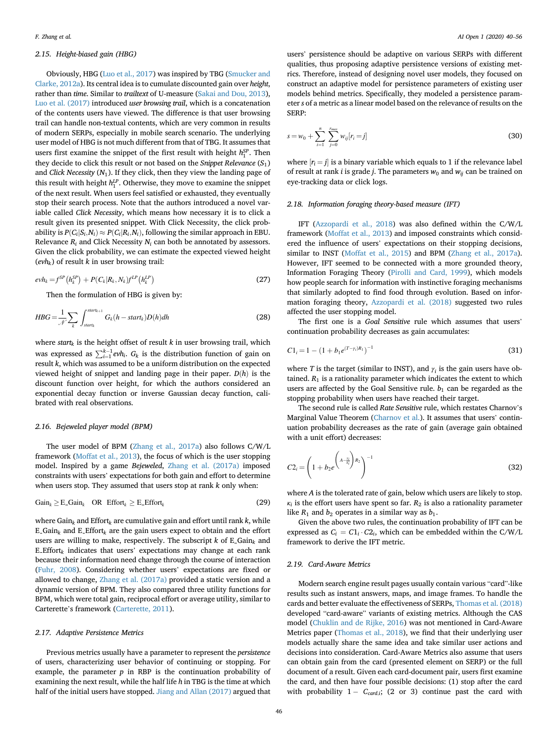### 2.15. Height-biased gain (HBG)

Obviously, HBG (Luo et al., 2017) was inspired by TBG (Smucker and Clarke, 2012a). Its central idea is to cumulate discounted gain over *height*, rather than *time*. Similar to *trailtext* of U-measure (Sakai and Dou, 2013), Luo et al. (2017) introduced *user browsing trail*, which is a concatenation of the contents users have viewed. The difference is that user browsing trail can handle non-textual contents, which are very common in results of modern SERPs, especially in mobile search scenario. The underlying user model of HBG is not much different from that of TBG. It assumes that users first examine the snippet of the first result with height $h_1^{SP}$. Then they decide to click this result or not based on the *Snippet Relevance* ($S_1$) and *Click Necessity* ($N_1$). If they click, then they view the landing page of this result with height $h_1^{LP}$. Otherwise, they move to examine the snippet of the next result. When users feel satisfied or exhausted, they eventually stop their search process. Note that the authors introduced a novel variable called *Click Necessity*, which means how necessary it is to click a result given its presented snippet. With Click Necessity, the click probability is $P(C_i|S_i,N_i) \approx P(C_i|R_i,N_i)$, following the similar approach in EBU. Relevance $R_i$ and Click Necessity $N_i$ can both be annotated by assessors. Given the click probability, we can estimate the expected viewed height ($evh_k$) of result $k$ in user browsing trail:

$$evh_k = f^{SP}\left(h_k^{SP}\right) + P(C_k|R_k,N_k)f^{LP}\left(h_k^{LP}\right) \tag{27}$$

Then the formulation of HBG is given by:

$$HBG = \frac{1}{\mathcal{N}}\sum_k \int_{start_k}^{start_{k+1}} G_k(h - start_k)D(h)dh \tag{28}$$

where $start_k$ is the height offset of result $k$ in user browsing trail, which was expressed as $\sum_{i=1}^{k-1} evh_i$. $G_k$ is the distribution function of gain on result $k$, which was assumed to be a uniform distribution on the expected viewed height of snippet and landing page in their paper. $D(h)$ is the discount function over height, for which the authors considered an exponential decay function or inverse Gaussian decay function, calibrated with real observations.

### 2.16. Bejeweled player model (BPM)

The user model of BPM (Zhang et al., 2017a) also follows C/W/L framework (Moffat et al., 2013), the focus of which is the user stopping model. Inspired by a game *Bejeweled*, Zhang et al. (2017a) imposed constraints with users' expectations for both gain and effort to determine when users stop. They assumed that users stop at rank $k$ only when:

$$\text{Gain}_k \geq \text{E\_Gain}_k \quad \text{OR} \quad \text{Effort}_k \geq \text{E\_Effort}_k \tag{29}$$

where $\text{Gain}_k$ and $\text{Effort}_k$ are cumulative gain and effort until rank $k$, while $\text{E\_Gain}_k$ and $\text{E\_Effort}_k$ are the gain users expect to obtain and the effort users are willing to make, respectively. The subscript $k$ of $\text{E\_Gain}_k$ and $\text{E\_Effort}_k$ indicates that users' expectations may change at each rank because their information need change through the course of interaction (Fuhr, 2008). Considering whether users' expectations are fixed or allowed to change, Zhang et al. (2017a) provided a static version and a dynamic version of BPM. They also compared three utility functions for BPM, which were total gain, reciprocal effort or average utility, similar to Carterette's framework (Carterette, 2011).

### 2.17. Adaptive Persistence Metrics

Previous metrics usually have a parameter to represent the *persistence* of users, characterizing user behavior of continuing or stopping. For example, the parameter $p$ in RBP is the continuation probability of examining the next result, while the half life $h$ in TBG is the time at which half of the initial users have stopped. Jiang and Allan (2017) argued that users' persistence should be adaptive on various SERPs with different qualities, thus proposing adaptive persistence versions of existing metrics. Therefore, instead of designing novel user models, they focused on construct an adaptive model for persistence parameters of existing user models behind metrics. Specifically, they modeled a persistence parameter $s$ of a metric as a linear model based on the relevance of results on the SERP:

$$s = w_0 + \sum_{i=1}^{n}\sum_{j=0}^{r_{max}} w_{ij}[r_i = j] \tag{30}$$

where $[r_i = j]$ is a binary variable which equals to 1 if the relevance label of result at rank $i$ is grade $j$. The parameters $w_0$ and $w_{ij}$ can be trained on eye-tracking data or click logs.

### 2.18. Information foraging theory-based measure (IFT)

IFT (Azzopardi et al., 2018) was also defined within the C/W/L framework (Moffat et al., 2013) and imposed constraints which considered the influence of users' expectations on their stopping decisions, similar to INST (Moffat et al., 2015) and BPM (Zhang et al., 2017a). However, IFT seemed to be connected with a more grounded theory, Information Foraging Theory (Pirolli and Card, 1999), which models how people search for information with instinctive foraging mechanisms that similarly adopted to find food through evolution. Based on information foraging theory, Azzopardi et al. (2018) suggested two rules affected the user stopping model.

The first one is a *Goal Sensitive* rule which assumes that users' continuation probability decreases as gain accumulates:

$$C1_i = 1 - \left(1 + b_1 e^{(T - \gamma_i)R_1}\right)^{-1} \tag{31}$$

where $T$ is the target (similar to INST), and $\gamma_i$ is the gain users have obtained. $R_1$ is a rationality parameter which indicates the extent to which users are affected by the Goal Sensitive rule. $b_1$ can be regarded as the stopping probability when users have reached their target.

The second rule is called *Rate Sensitive* rule, which restates Charnov's Marginal Value Theorem (Charnov et al.). It assumes that users' continuation probability decreases as the rate of gain (average gain obtained with a unit effort) decreases:

$$C2_i = \left(1 + b_2 e^{\left(A - \frac{\gamma_i}{\kappa_i}\right)R_2}\right)^{-1} \tag{32}$$

where $A$ is the tolerated rate of gain, below which users are likely to stop. $\kappa_i$ is the effort users have spent so far. $R_2$ is also a rationality parameter like $R_1$ and $b_2$ operates in a similar way as $b_1$.

Given the above two rules, the continuation probability of IFT can be expressed as $C_i = C1_i \cdot C2_i$, which can be embedded within the C/W/L framework to derive the IFT metric.

### 2.19. Card-Aware Metrics

Modern search engine result pages usually contain various "card"-like results such as instant answers, maps, and image frames. To handle the cards and better evaluate the effectiveness of SERPs, Thomas et al. (2018) developed "card-aware" variants of existing metrics. Although the CAS model (Chuklin and de Rijke, 2016) was not mentioned in Card-Aware Metrics paper (Thomas et al., 2018), we find that their underlying user models actually share the same idea and take similar user actions and decisions into consideration. Card-Aware Metrics also assume that users can obtain gain from the card (presented element on SERP) or the full document of a result. Given each card-document pair, users first examine the card, and then have four possible decisions: (1) stop after the card with probability $1 - C_{card,i}$; (2 or 3) continue past the card with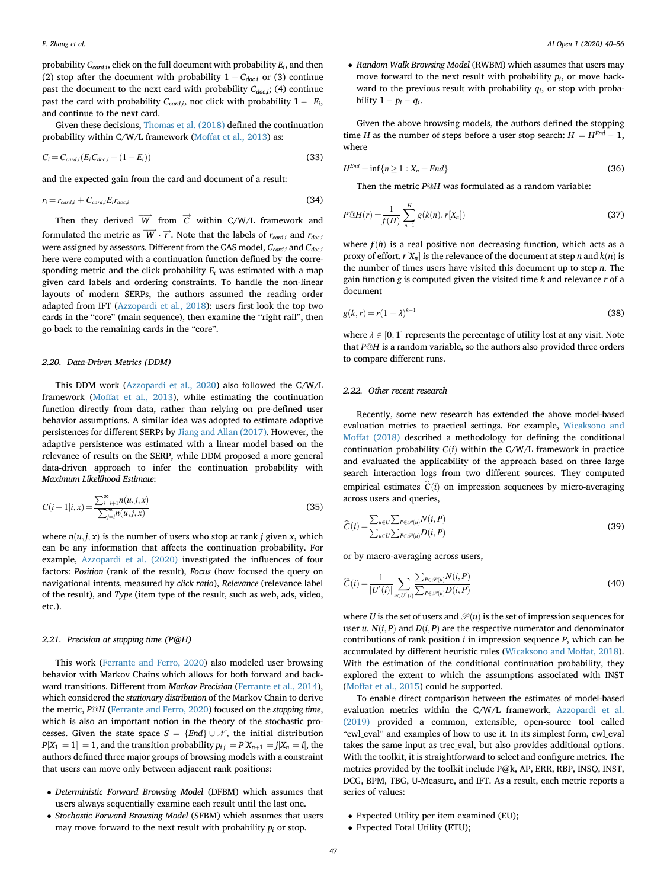probability $C_{card,i}$, click on the full document with probability $E_i$, and then (2) stop after the document with probability $1 - C_{doc,i}$ or (3) continue past the document to the next card with probability $C_{doc,i}$; (4) continue past the card with probability $C_{card,i}$, not click with probability $1 - E_i$, and continue to the next card.

Given these decisions, Thomas et al. (2018) defined the continuation probability within C/W/L framework (Moffat et al., 2013) as:

$$C_i = C_{card,i}(E_i C_{doc,i} + (1 - E_i)) \tag{33}$$

and the expected gain from the card and document of a result:

$$r_i = r_{card,i} + C_{card,i} E_i r_{doc,i} \tag{34}$$

Then they derived $\overrightarrow{W}$ from $\overrightarrow{C}$ within C/W/L framework and formulated the metric as $\overrightarrow{W} \cdot \overrightarrow{r}$. Note that the labels of $r_{card,i}$ and $r_{doc,i}$ were assigned by assessors. Different from the CAS model, $C_{card,i}$ and $C_{doc,i}$ here were computed with a continuation function defined by the corresponding metric and the click probability $E_i$ was estimated with a map given card labels and ordering constraints. To handle the non-linear layouts of modern SERPs, the authors assumed the reading order adapted from IFT (Azzopardi et al., 2018): users first look the top two cards in the "core" (main sequence), then examine the "right rail", then go back to the remaining cards in the "core".

### 2.20. Data-Driven Metrics (DDM)

This DDM work (Azzopardi et al., 2020) also followed the C/W/L framework (Moffat et al., 2013), while estimating the continuation function directly from data, rather than relying on pre-defined user behavior assumptions. A similar idea was adopted to estimate adaptive persistences for different SERPs by Jiang and Allan (2017). However, the adaptive persistence was estimated with a linear model based on the relevance of results on the SERP, while DDM proposed a more general data-driven approach to infer the continuation probability with *Maximum Likelihood Estimate*:

$$C(i+1|i,x) = \frac{\sum_{j=i+1}^{\infty} n(u,j,x)}{\sum_{j=i}^{\infty} n(u,j,x)} \tag{35}$$

where $n(u,j,x)$ is the number of users who stop at rank $j$ given $x$, which can be any information that affects the continuation probability. For example, Azzopardi et al. (2020) investigated the influences of four factors: *Position* (rank of the result), *Focus* (how focused the query on navigational intents, measured by *click ratio*), *Relevance* (relevance label of the result), and *Type* (item type of the result, such as web, ads, video, etc.).

### 2.21. Precision at stopping time (P@H)

This work (Ferrante and Ferro, 2020) also modeled user browsing behavior with Markov Chains which allows for both forward and backward transitions. Different from *Markov Precision* (Ferrante et al., 2014), which considered the *stationary distribution* of the Markov Chain to derive the metric, *P@H* (Ferrante and Ferro, 2020) focused on the *stopping time*, which is also an important notion in the theory of the stochastic processes. Given the state space $S = \{End\} \cup \mathcal{N}$, the initial distribution $P[X_1 = 1] = 1$, and the transition probability $p_{i,j} = P[X_{n+1} = j | X_n = i]$, the authors defined three major groups of browsing models with a constraint that users can move only between adjacent rank positions:

- *Deterministic Forward Browsing Model* (DFBM) which assumes that users always sequentially examine each result until the last one.
- *Stochastic Forward Browsing Model* (SFBM) which assumes that users may move forward to the next result with probability $p_i$ or stop.
- *Random Walk Browsing Model* (RWBM) which assumes that users may move forward to the next result with probability $p_i$, or move backward to the previous result with probability $q_i$, or stop with probability $1 - p_i - q_i$.

Given the above browsing models, the authors defined the stopping time $H$ as the number of steps before a user stop search: $H = H^{End} - 1$, where

$$H^{End} = \inf\{n \geq 1 : X_n = End\} \tag{36}$$

Then the metric $P@H$ was formulated as a random variable:

$$P@H(r) = \frac{1}{f(H)} \sum_{n=1}^{H} g(k(n), r[X_n]) \tag{37}$$

where $f(h)$ is a real positive non decreasing function, which acts as a proxy of effort. $r[X_n]$ is the relevance of the document at step $n$ and $k(n)$ is the number of times users have visited this document up to step $n$. The gain function $g$ is computed given the visited time $k$ and relevance $r$ of a document

$$g(k,r) = r(1-\lambda)^{k-1} \tag{38}$$

where $\lambda \in [0, 1]$ represents the percentage of utility lost at any visit. Note that $P@H$ is a random variable, so the authors also provided three orders to compare different runs.

### 2.22. Other recent research

Recently, some new research has extended the above model-based evaluation metrics to practical settings. For example, Wicaksono and Moffat (2018) described a methodology for defining the conditional continuation probability $C(i)$ within the C/W/L framework in practice and evaluated the applicability of the approach based on three large search interaction logs from two different sources. They computed empirical estimates $\widehat{C}(i)$ on impression sequences by micro-averaging across users and queries,

$$\widehat{C}(i) = \frac{\sum_{u \in U} \sum_{P \in \mathscr{P}(u)} N(i,P)}{\sum_{u \in U} \sum_{P \in \mathscr{P}(u)} D(i,P)} \tag{39}$$

or by macro-averaging across users,

$$\widehat{C}(i) = \frac{1}{|U'(i)|} \sum_{u \in U'(i)} \frac{\sum_{P \in \mathscr{P}(u)} N(i,P)}{\sum_{P \in \mathscr{P}(u)} D(i,P)} \tag{40}$$

where $U$ is the set of users and $\mathscr{P}(u)$ is the set of impression sequences for user $u$. $N(i,P)$ and $D(i,P)$ are the respective numerator and denominator contributions of rank position $i$ in impression sequence $P$, which can be accumulated by different heuristic rules (Wicaksono and Moffat, 2018). With the estimation of the conditional continuation probability, they explored the extent to which the assumptions associated with INST (Moffat et al., 2015) could be supported.

To enable direct comparison between the estimates of model-based evaluation metrics within the C/W/L framework, Azzopardi et al. (2019) provided a common, extensible, open-source tool called "cwl_eval" and examples of how to use it. In its simplest form, cwl_eval takes the same input as trec_eval, but also provides additional options. With the toolkit, it is straightforward to select and configure metrics. The metrics provided by the toolkit include P@k, AP, ERR, RBP, INSQ, INST, DCG, BPM, TBG, U-Measure, and IFT. As a result, each metric reports a series of values:

- Expected Utility per item examined (EU);
- Expected Total Utility (ETU);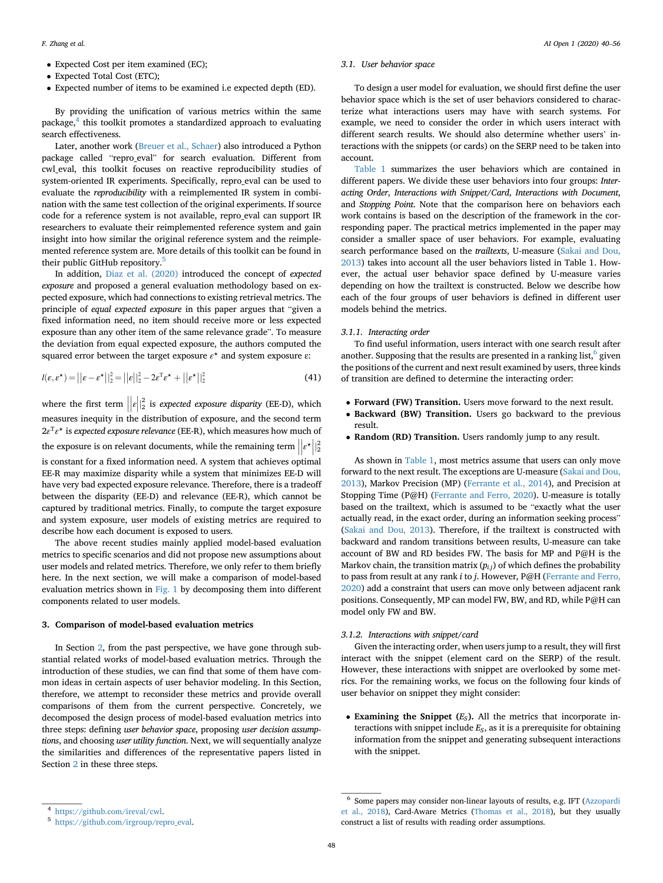- Expected Cost per item examined (EC);
- Expected Total Cost (ETC);
- Expected number of items to be examined i.e expected depth (ED).

By providing the unification of various metrics within the same package,[4] this toolkit promotes a standardized approach to evaluating search effectiveness.

Later, another work (Breuer et al., Schaer) also introduced a Python package called "repro_eval" for search evaluation. Different from cwl_eval, this toolkit focuses on reactive reproducibility studies of system-oriented IR experiments. Specifically, repro_eval can be used to evaluate the *reproducibility* with a reimplemented IR system in combination with the same test collection of the original experiments. If source code for a reference system is not available, repro_eval can support IR researchers to evaluate their reimplemented reference system and gain insight into how similar the original reference system and the reimplemented reference system are. More details of this toolkit can be found in their public GitHub repository.[5]

In addition, Diaz et al. (2020) introduced the concept of *expected exposure* and proposed a general evaluation methodology based on expected exposure, which had connections to existing retrieval metrics. The principle of *equal expected exposure* in this paper argues that "given a fixed information need, no item should receive more or less expected exposure than any other item of the same relevance grade". To measure the deviation from equal expected exposure, the authors computed the squared error between the target exposure $\varepsilon^\star$ and system exposure $\varepsilon$:

$$l(\varepsilon, \varepsilon^\star) = ||\varepsilon - \varepsilon^\star||_2^2 = ||\varepsilon||_2^2 - 2\varepsilon^{\mathrm{T}}\varepsilon^\star + ||\varepsilon^\star||_2^2 \tag{41}$$

where the first term $||\varepsilon||_2^2$ is *expected exposure disparity* (EE-D), which measures inequity in the distribution of exposure, and the second term $2\varepsilon^{\mathrm{T}}\varepsilon^\star$ is *expected exposure relevance* (EE-R), which measures how much of the exposure is on relevant documents, while the remaining term $||\varepsilon^\star||_2^2$ is constant for a fixed information need. A system that achieves optimal EE-R may maximize disparity while a system that minimizes EE-D will have very bad expected exposure relevance. Therefore, there is a tradeoff between the disparity (EE-D) and relevance (EE-R), which cannot be captured by traditional metrics. Finally, to compute the target exposure and system exposure, user models of existing metrics are required to describe how each document is exposed to users.

The above recent studies mainly applied model-based evaluation metrics to specific scenarios and did not propose new assumptions about user models and related metrics. Therefore, we only refer to them briefly here. In the next section, we will make a comparison of model-based evaluation metrics shown in Fig. 1 by decomposing them into different components related to user models.

## 3. Comparison of model-based evaluation metrics

In Section 2, from the past perspective, we have gone through substantial related works of model-based evaluation metrics. Through the introduction of these studies, we can find that some of them have common ideas in certain aspects of user behavior modeling. In this Section, therefore, we attempt to reconsider these metrics and provide overall comparisons of them from the current perspective. Concretely, we decomposed the design process of model-based evaluation metrics into three steps: defining *user behavior space*, proposing *user decision assumptions*, and choosing *user utility function*. Next, we will sequentially analyze the similarities and differences of the representative papers listed in Section 2 in these three steps.

### 3.1. User behavior space

To design a user model for evaluation, we should first define the user behavior space which is the set of user behaviors considered to characterize what interactions users may have with search systems. For example, we need to consider the order in which users interact with different search results. We should also determine whether users' interactions with the snippets (or cards) on the SERP need to be taken into account.

Table 1 summarizes the user behaviors which are contained in different papers. We divide these user behaviors into four groups: *Interacting Order, Interactions with Snippet/Card, Interactions with Document*, and *Stopping Point.* Note that the comparison here on behaviors each work contains is based on the description of the framework in the corresponding paper. The practical metrics implemented in the paper may consider a smaller space of user behaviors. For example, evaluating search performance based on the *trailtexts*, U-measure (Sakai and Dou, 2013) takes into account all the user behaviors listed in Table 1. However, the actual user behavior space defined by U-measure varies depending on how the trailtext is constructed. Below we describe how each of the four groups of user behaviors is defined in different user models behind the metrics.

#### 3.1.1. Interacting order

To find useful information, users interact with one search result after another. Supposing that the results are presented in a ranking list,[6] given the positions of the current and next result examined by users, three kinds of transition are defined to determine the interacting order:

- **Forward (FW) Transition.** Users move forward to the next result.
- **Backward (BW) Transition.** Users go backward to the previous result.
- **Random (RD) Transition.** Users randomly jump to any result.

As shown in Table 1, most metrics assume that users can only move forward to the next result. The exceptions are U-measure (Sakai and Dou, 2013), Markov Precision (MP) (Ferrante et al., 2014), and Precision at Stopping Time (P@H) (Ferrante and Ferro, 2020). U-measure is totally based on the trailtext, which is assumed to be "exactly what the user actually read, in the exact order, during an information seeking process" (Sakai and Dou, 2013). Therefore, if the trailtext is constructed with backward and random transitions between results, U-measure can take account of BW and RD besides FW. The basis for MP and P@H is the Markov chain, the transition matrix ($p_{i,j}$) of which defines the probability to pass from result at any rank $i$ to $j$. However, P@H (Ferrante and Ferro, 2020) add a constraint that users can move only between adjacent rank positions. Consequently, MP can model FW, BW, and RD, while P@H can model only FW and BW.

#### 3.1.2. Interactions with snippet/card

Given the interacting order, when users jump to a result, they will first interact with the snippet (element card on the SERP) of the result. However, these interactions with snippet are overlooked by some metrics. For the remaining works, we focus on the following four kinds of user behavior on snippet they might consider:

- **Examining the Snippet ($E_S$).** All the metrics that incorporate interactions with snippet include $E_S$, as it is a prerequisite for obtaining information from the snippet and generating subsequent interactions with the snippet.

---

[4] https://github.com/ireval/cwl.

[5] https://github.com/irgroup/repro_eval.

[6] Some papers may consider non-linear layouts of results, e.g. IFT (Azzopardi et al., 2018), Card-Aware Metrics (Thomas et al., 2018), but they usually construct a list of results with reading order assumptions.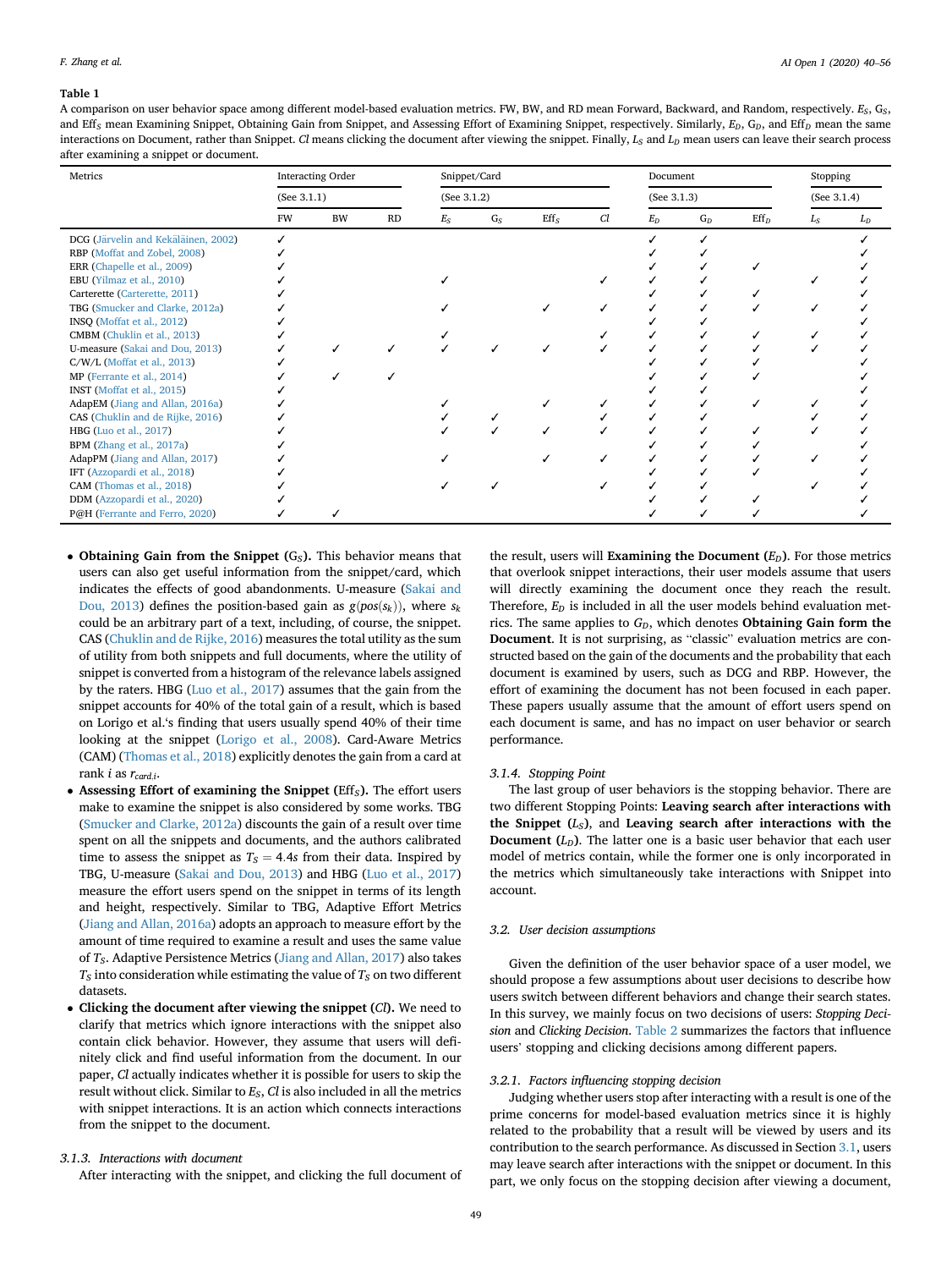**Table 1**

A comparison on user behavior space among different model-based evaluation metrics. FW, BW, and RD mean Forward, Backward, and Random, respectively. $E_S$, $G_S$, and $Eff_S$ mean Examining Snippet, Obtaining Gain from Snippet, and Assessing Effort of Examining Snippet, respectively. Similarly, $E_D$, $G_D$, and $Eff_D$ mean the same interactions on Document, rather than Snippet. *Cl* means clicking the document after viewing the snippet. Finally, $L_S$ and $L_D$ mean users can leave their search process after examining a snippet or document.

| Metrics | Interacting Order | | | Snippet/Card | | | | Document | | | Stopping | |
|---|---|---|---|---|---|---|---|---|---|---|---|---|
| | (See 3.1.1) | | | (See 3.1.2) | | | | (See 3.1.3) | | | (See 3.1.4) | |
| | FW | BW | RD | $E_S$ | $G_S$ | $Eff_S$ | *Cl* | $E_D$ | $G_D$ | $Eff_D$ | $L_S$ | $L_D$ |
| DCG (Järvelin and Kekäläinen, 2002) | ✓ | | | | | | | ✓ | ✓ | | | ✓ |
| RBP (Moffat and Zobel, 2008) | ✓ | | | | | | | ✓ | ✓ | | | ✓ |
| ERR (Chapelle et al., 2009) | ✓ | | | | | | | ✓ | ✓ | ✓ | | ✓ |
| EBU (Yilmaz et al., 2010) | ✓ | | | ✓ | | | ✓ | ✓ | ✓ | | ✓ | ✓ |
| Carterette (Carterette, 2011) | ✓ | | | | | | | ✓ | ✓ | ✓ | | ✓ |
| TBG (Smucker and Clarke, 2012a) | ✓ | | | ✓ | | ✓ | ✓ | ✓ | ✓ | ✓ | ✓ | ✓ |
| INSQ (Moffat et al., 2012) | ✓ | | | | | | | ✓ | ✓ | | | ✓ |
| CMBM (Chuklin et al., 2013) | ✓ | | | ✓ | | | ✓ | ✓ | ✓ | ✓ | ✓ | ✓ |
| U-measure (Sakai and Dou, 2013) | ✓ | ✓ | ✓ | ✓ | ✓ | ✓ | ✓ | ✓ | ✓ | ✓ | ✓ | ✓ |
| C/W/L (Moffat et al., 2013) | ✓ | | | | | | | ✓ | ✓ | ✓ | | ✓ |
| MP (Ferrante et al., 2014) | ✓ | ✓ | ✓ | | | | | ✓ | ✓ | ✓ | | ✓ |
| INST (Moffat et al., 2015) | ✓ | | | | | | | ✓ | ✓ | | | ✓ |
| AdapEM (Jiang and Allan, 2016a) | ✓ | | | ✓ | | ✓ | ✓ | ✓ | ✓ | ✓ | ✓ | ✓ |
| CAS (Chuklin and de Rijke, 2016) | ✓ | | | ✓ | ✓ | | ✓ | ✓ | ✓ | | ✓ | ✓ |
| HBG (Luo et al., 2017) | ✓ | | | ✓ | ✓ | ✓ | ✓ | ✓ | ✓ | ✓ | ✓ | ✓ |
| BPM (Zhang et al., 2017a) | ✓ | | | | | | | ✓ | ✓ | ✓ | | ✓ |
| AdapPM (Jiang and Allan, 2017) | ✓ | | | ✓ | | ✓ | ✓ | ✓ | ✓ | ✓ | ✓ | ✓ |
| IFT (Azzopardi et al., 2018) | ✓ | | | | | | | ✓ | ✓ | ✓ | | ✓ |
| CAM (Thomas et al., 2018) | ✓ | | | ✓ | ✓ | | ✓ | ✓ | ✓ | | ✓ | ✓ |
| DDM (Azzopardi et al., 2020) | ✓ | | | | | | | ✓ | ✓ | ✓ | | ✓ |
| P@H (Ferrante and Ferro, 2020) | ✓ | ✓ | | | | | | ✓ | ✓ | ✓ | | ✓ |

- **Obtaining Gain from the Snippet ($G_S$).** This behavior means that users can also get useful information from the snippet/card, which indicates the effects of good abandonments. U-measure (Sakai and Dou, 2013) defines the position-based gain as $g(pos(s_k))$, where $s_k$ could be an arbitrary part of a text, including, of course, the snippet. CAS (Chuklin and de Rijke, 2016) measures the total utility as the sum of utility from both snippets and full documents, where the utility of snippet is converted from a histogram of the relevance labels assigned by the raters. HBG (Luo et al., 2017) assumes that the gain from the snippet accounts for 40% of the total gain of a result, which is based on Lorigo et al.'s finding that users usually spend 40% of their time looking at the snippet (Lorigo et al., 2008). Card-Aware Metrics (CAM) (Thomas et al., 2018) explicitly denotes the gain from a card at rank $i$ as $r_{card,i}$.
- **Assessing Effort of examining the Snippet ($Eff_S$).** The effort users make to examine the snippet is also considered by some works. TBG (Smucker and Clarke, 2012a) discounts the gain of a result over time spent on all the snippets and documents, and the authors calibrated time to assess the snippet as $T_S = 4.4s$ from their data. Inspired by TBG, U-measure (Sakai and Dou, 2013) and HBG (Luo et al., 2017) measure the effort users spend on the snippet in terms of its length and height, respectively. Similar to TBG, Adaptive Effort Metrics (Jiang and Allan, 2016a) adopts an approach to measure effort by the amount of time required to examine a result and uses the same value of $T_S$. Adaptive Persistence Metrics (Jiang and Allan, 2017) also takes $T_S$ into consideration while estimating the value of $T_S$ on two different datasets.
- **Clicking the document after viewing the snippet (*Cl*).** We need to clarify that metrics which ignore interactions with the snippet also contain click behavior. However, they assume that users will definitely click and find useful information from the document. In our paper, *Cl* actually indicates whether it is possible for users to skip the result without click. Similar to $E_S$, *Cl* is also included in all the metrics with snippet interactions. It is an action which connects interactions from the snippet to the document.

#### 3.1.3. Interactions with document

After interacting with the snippet, and clicking the full document of the result, users will **Examining the Document ($E_D$)**. For those metrics that overlook snippet interactions, their user models assume that users will directly examining the document once they reach the result. Therefore, $E_D$ is included in all the user models behind evaluation metrics. The same applies to $G_D$, which denotes **Obtaining Gain form the Document**. It is not surprising, as "classic" evaluation metrics are constructed based on the gain of the documents and the probability that each document is examined by users, such as DCG and RBP. However, the effort of examining the document has not been focused in each paper. These papers usually assume that the amount of effort users spend on each document is same, and has no impact on user behavior or search performance.

#### 3.1.4. Stopping Point

The last group of user behaviors is the stopping behavior. There are two different Stopping Points: **Leaving search after interactions with the Snippet ($L_S$)**, and **Leaving search after interactions with the Document ($L_D$)**. The latter one is a basic user behavior that each user model of metrics contain, while the former one is only incorporated in the metrics which simultaneously take interactions with Snippet into account.

### 3.2. User decision assumptions

Given the definition of the user behavior space of a user model, we should propose a few assumptions about user decisions to describe how users switch between different behaviors and change their search states. In this survey, we mainly focus on two decisions of users: *Stopping Decision* and *Clicking Decision*. Table 2 summarizes the factors that influence users' stopping and clicking decisions among different papers.

#### 3.2.1. Factors influencing stopping decision

Judging whether users stop after interacting with a result is one of the prime concerns for model-based evaluation metrics since it is highly related to the probability that a result will be viewed by users and its contribution to the search performance. As discussed in Section 3.1, users may leave search after interactions with the snippet or document. In this part, we only focus on the stopping decision after viewing a document,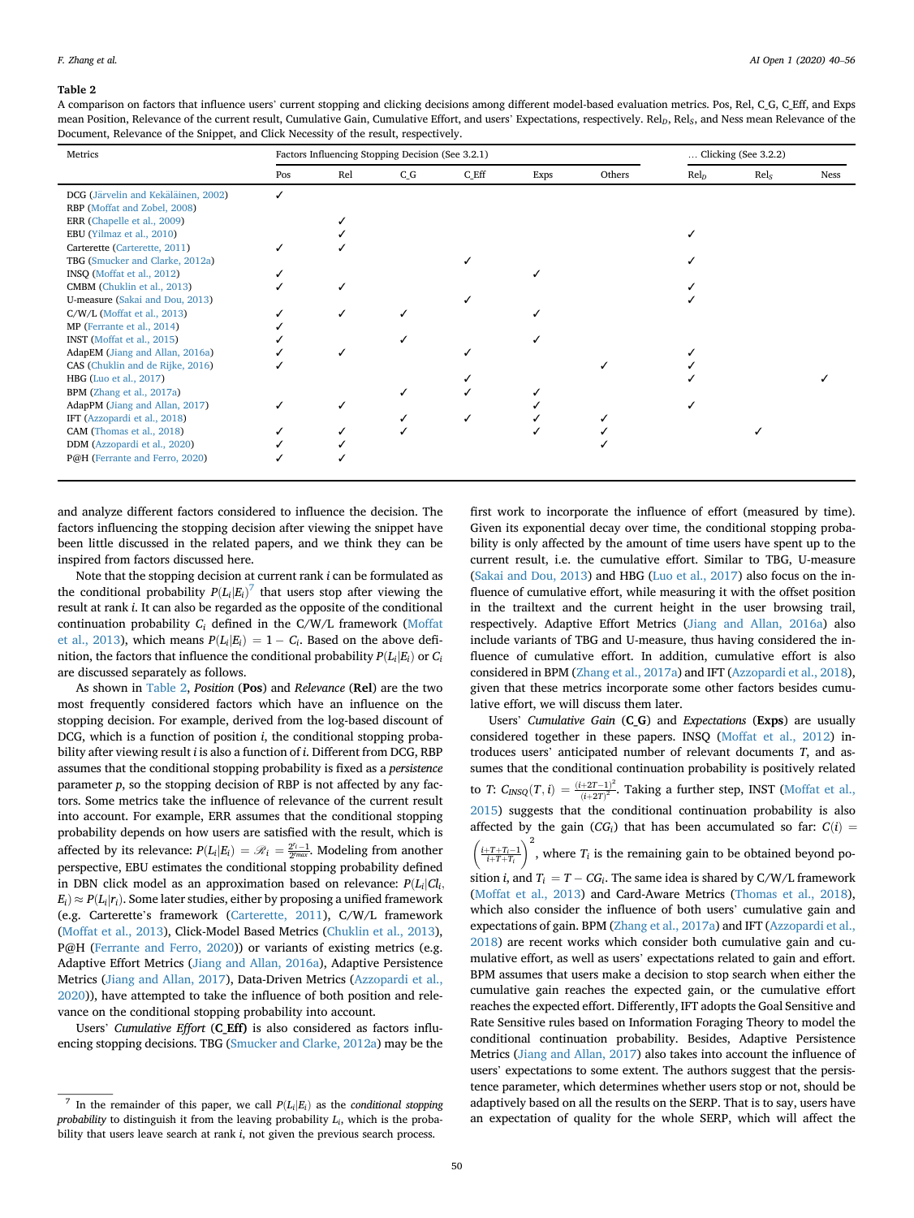**Table 2**

A comparison on factors that influence users' current stopping and clicking decisions among different model-based evaluation metrics. Pos, Rel, C_G, C_Eff, and Exps mean Position, Relevance of the current result, Cumulative Gain, Cumulative Effort, and users' Expectations, respectively. $Rel_D$, $Rel_S$, and Ness mean Relevance of the Document, Relevance of the Snippet, and Click Necessity of the result, respectively.

| Metrics | Factors Influencing Stopping Decision (See 3.2.1) | | | | | | … Clicking (See 3.2.2) | | |
|---|---|---|---|---|---|---|---|---|---|
| | Pos | Rel | C_G | C_Eff | Exps | Others | $Rel_D$ | $Rel_S$ | Ness |
| DCG (Järvelin and Kekäläinen, 2002) | ✓ | | | | | | | | |
| RBP (Moffat and Zobel, 2008) | | | | | | | | | |
| ERR (Chapelle et al., 2009) | | ✓ | | | | | | | |
| EBU (Yilmaz et al., 2010) | | ✓ | | | | | ✓ | | |
| Carterette (Carterette, 2011) | ✓ | ✓ | | | | | | | |
| TBG (Smucker and Clarke, 2012a) | | | | ✓ | | | ✓ | | |
| INSQ (Moffat et al., 2012) | ✓ | | | | ✓ | | | | |
| CMBM (Chuklin et al., 2013) | ✓ | ✓ | | | | | ✓ | | |
| U-measure (Sakai and Dou, 2013) | | | | ✓ | | | ✓ | | |
| C/W/L (Moffat et al., 2013) | ✓ | ✓ | ✓ | | ✓ | | | | |
| MP (Ferrante et al., 2014) | ✓ | | | | | | | | |
| INST (Moffat et al., 2015) | ✓ | | ✓ | | ✓ | | | | |
| AdapEM (Jiang and Allan, 2016a) | ✓ | ✓ | | ✓ | | | ✓ | | |
| CAS (Chuklin and de Rijke, 2016) | ✓ | | | | | ✓ | ✓ | | |
| HBG (Luo et al., 2017) | | | | ✓ | | | ✓ | | ✓ |
| BPM (Zhang et al., 2017a) | | | ✓ | ✓ | ✓ | | | | |
| AdapPM (Jiang and Allan, 2017) | ✓ | ✓ | | | ✓ | | ✓ | | |
| IFT (Azzopardi et al., 2018) | | | ✓ | ✓ | ✓ | ✓ | | | |
| CAM (Thomas et al., 2018) | ✓ | ✓ | ✓ | | ✓ | ✓ | | ✓ | |
| DDM (Azzopardi et al., 2020) | ✓ | ✓ | | | | ✓ | | | |
| P@H (Ferrante and Ferro, 2020) | ✓ | ✓ | | | | | | | |

and analyze different factors considered to influence the decision. The factors influencing the stopping decision after viewing the snippet have been little discussed in the related papers, and we think they can be inspired from factors discussed here.

Note that the stopping decision at current rank $i$ can be formulated as the conditional probability $P(L_i|E_i)$[7] that users stop after viewing the result at rank $i$. It can also be regarded as the opposite of the conditional continuation probability $C_i$ defined in the C/W/L framework (Moffat et al., 2013), which means $P(L_i|E_i) = 1 - C_i$. Based on the above definition, the factors that influence the conditional probability $P(L_i|E_i)$ or $C_i$ are discussed separately as follows.

As shown in Table 2, *Position* (**Pos**) and *Relevance* (**Rel**) are the two most frequently considered factors which have an influence on the stopping decision. For example, derived from the log-based discount of DCG, which is a function of position $i$, the conditional stopping probability after viewing result $i$ is also a function of $i$. Different from DCG, RBP assumes that the conditional stopping probability is fixed as a *persistence* parameter $p$, so the stopping decision of RBP is not affected by any factors. Some metrics take the influence of relevance of the current result into account. For example, ERR assumes that the conditional stopping probability depends on how users are satisfied with the result, which is affected by its relevance: $P(L_i|E_i) = \mathscr{R}_i = \frac{2^{r_i}-1}{2^{r_{max}}}$. Modeling from another perspective, EBU estimates the conditional stopping probability defined in DBN click model as an approximation based on relevance: $P(L_i|Cl_i, E_i) \approx P(L_i|r_i)$. Some later studies, either by proposing a unified framework (e.g. Carterette's framework (Carterette, 2011), C/W/L framework (Moffat et al., 2013), Click-Model Based Metrics (Chuklin et al., 2013), P@H (Ferrante and Ferro, 2020)) or variants of existing metrics (e.g. Adaptive Effort Metrics (Jiang and Allan, 2016a), Adaptive Persistence Metrics (Jiang and Allan, 2017), Data-Driven Metrics (Azzopardi et al., 2020)), have attempted to take the influence of both position and relevance on the conditional stopping probability into account.

Users' *Cumulative Effort* (**C_Eff**) is also considered as factors influencing stopping decisions. TBG (Smucker and Clarke, 2012a) may be the first work to incorporate the influence of effort (measured by time). Given its exponential decay over time, the conditional stopping probability is only affected by the amount of time users have spent up to the current result, i.e. the cumulative effort. Similar to TBG, U-measure (Sakai and Dou, 2013) and HBG (Luo et al., 2017) also focus on the influence of cumulative effort, while measuring it with the offset position in the trailtext and the current height in the user browsing trail, respectively. Adaptive Effort Metrics (Jiang and Allan, 2016a) also include variants of TBG and U-measure, thus having considered the influence of cumulative effort. In addition, cumulative effort is also considered in BPM (Zhang et al., 2017a) and IFT (Azzopardi et al., 2018), given that these metrics incorporate some other factors besides cumulative effort, we will discuss them later.

Users' *Cumulative Gain* (**C_G**) and *Expectations* (**Exps**) are usually considered together in these papers. INSQ (Moffat et al., 2012) introduces users' anticipated number of relevant documents $T$, and assumes that the conditional continuation probability is positively related to $T$: $C_{INSQ}(T, i) = \frac{(i+2T-1)^2}{(i+2T)^2}$. Taking a further step, INST (Moffat et al., 2015) suggests that the conditional continuation probability is also affected by the gain ($CG_i$) that has been accumulated so far: $C(i) = \left(\frac{i+T+T_i-1}{i+T+T_i}\right)^2$, where $T_i$ is the remaining gain to be obtained beyond position $i$, and $T_i = T - CG_i$. The same idea is shared by C/W/L framework (Moffat et al., 2013) and Card-Aware Metrics (Thomas et al., 2018), which also consider the influence of both users' cumulative gain and expectations of gain. BPM (Zhang et al., 2017a) and IFT (Azzopardi et al., 2018) are recent works which consider both cumulative gain and cumulative effort, as well as users' expectations related to gain and effort. BPM assumes that users make a decision to stop search when either the cumulative gain reaches the expected gain, or the cumulative effort reaches the expected effort. Differently, IFT adopts the Goal Sensitive and Rate Sensitive rules based on Information Foraging Theory to model the conditional continuation probability. Besides, Adaptive Persistence Metrics (Jiang and Allan, 2017) also takes into account the influence of users' expectations to some extent. The authors suggest that the persistence parameter, which determines whether users stop or not, should be adaptively based on all the results on the SERP. That is to say, users have an expectation of quality for the whole SERP, which will affect the

[7] In the remainder of this paper, we call $P(L_i|E_i)$ as the *conditional stopping probability* to distinguish it from the leaving probability $L_i$, which is the probability that users leave search at rank $i$, not given the previous search process.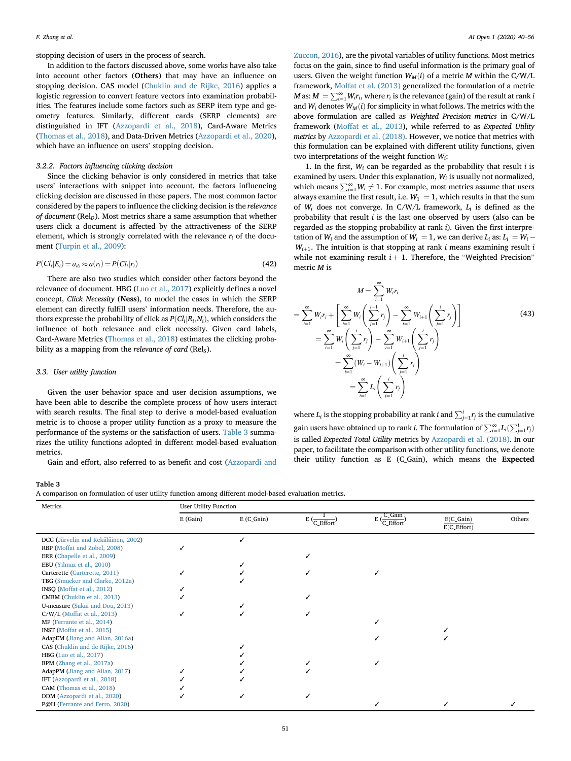stopping decision of users in the process of search.

In addition to the factors discussed above, some works have also take into account other factors (**Others**) that may have an influence on stopping decision. CAS model (Chuklin and de Rijke, 2016) applies a logistic regression to convert feature vectors into examination probabilities. The features include some factors such as SERP item type and geometry features. Similarly, different cards (SERP elements) are distinguished in IFT (Azzopardi et al., 2018), Card-Aware Metrics (Thomas et al., 2018), and Data-Driven Metrics (Azzopardi et al., 2020), which have an influence on users' stopping decision.

#### 3.2.2. Factors influencing clicking decision

Since the clicking behavior is only considered in metrics that take users' interactions with snippet into account, the factors influencing clicking decision are discussed in these papers. The most common factor considered by the papers to influence the clicking decision is the *relevance of document* ($\text{Rel}_D$). Most metrics share a same assumption that whether users click a document is affected by the attractiveness of the SERP element, which is strongly correlated with the relevance $r_i$ of the document (Turpin et al., 2009):

$$P(Cl_i|E_i) = a_{d_i} \approx a(r_i) = P(Cl_i|r_i) \tag{42}$$

There are also two studies which consider other factors beyond the relevance of document. HBG (Luo et al., 2017) explicitly defines a novel concept, *Click Necessity* (**Ness**), to model the cases in which the SERP element can directly fulfill users' information needs. Therefore, the authors express the probability of click as $P(Cl_i|R_i, N_i)$, which considers the influence of both relevance and click necessity. Given card labels, Card-Aware Metrics (Thomas et al., 2018) estimates the clicking probability as a mapping from the *relevance of card* ($\text{Rel}_S$).

### 3.3. User utility function

Given the user behavior space and user decision assumptions, we have been able to describe the complete process of how users interact with search results. The final step to derive a model-based evaluation metric is to choose a proper utility function as a proxy to measure the performance of the systems or the satisfaction of users. Table 3 summarizes the utility functions adopted in different model-based evaluation metrics.

Gain and effort, also referred to as benefit and cost (Azzopardi and Zuccon, 2016), are the pivotal variables of utility functions. Most metrics focus on the gain, since to find useful information is the primary goal of users. Given the weight function $W_M(i)$ of a metric $M$ within the C/W/L framework, Moffat et al. (2013) generalized the formulation of a metric $M$ as: $M = \sum_{i=1}^{\infty} W_i r_i$, where $r_i$ is the relevance (gain) of the result at rank $i$ and $W_i$ denotes $W_M(i)$ for simplicity in what follows. The metrics with the above formulation are called as *Weighted Precision metrics* in C/W/L framework (Moffat et al., 2013), while referred to as *Expected Utility metrics* by Azzopardi et al. (2018). However, we notice that metrics with this formulation can be explained with different utility functions, given two interpretations of the weight function $W_i$:

1. In the first, $W_i$ can be regarded as the probability that result $i$ is examined by users. Under this explanation, $W_i$ is usually not normalized, which means $\sum_{i=1}^{\infty} W_i \neq 1$. For example, most metrics assume that users always examine the first result, i.e. $W_1 = 1$, which results in that the sum of $W_i$ does not converge. In C/W/L framework, $L_i$ is defined as the probability that result $i$ is the last one observed by users (also can be regarded as the stopping probability at rank $i$). Given the first interpretation of $W_i$ and the assumption of $W_i = 1$, we can derive $L_i$ as: $L_i = W_i - W_{i+1}$. The intuition is that stopping at rank $i$ means examining result $i$ while not examining result $i+1$. Therefore, the "Weighted Precision" metric $M$ is

$$
\begin{aligned}
M &= \sum_{i=1}^{\infty} W_i r_i \\
&= \sum_{i=1}^{\infty} W_i r_i + \left[ \sum_{i=1}^{\infty} W_i \left( \sum_{j=1}^{i-1} r_j \right) - \sum_{i=1}^{\infty} W_{i+1} \left( \sum_{j=1}^{i} r_j \right) \right] \\
&= \sum_{i=1}^{\infty} W_i \left( \sum_{j=1}^{i} r_j \right) - \sum_{i=1}^{\infty} W_{i+1} \left( \sum_{j=1}^{i} r_j \right) \\
&= \sum_{i=1}^{\infty} (W_i - W_{i+1}) \left( \sum_{j=1}^{i} r_j \right) \\
&= \sum_{i=1}^{\infty} L_i \left( \sum_{j=1}^{i} r_j \right)
\end{aligned} \tag{43}
$$

where $L_i$ is the stopping probability at rank $i$ and $\sum_{j=1}^{i} r_j$ is the cumulative gain users have obtained up to rank $i$. The formulation of $\sum_{i=1}^{\infty} L_i (\sum_{j=1}^{i} r_j)$ is called *Expected Total Utility* metrics by Azzopardi et al. (2018). In our paper, to facilitate the comparison with other utility functions, we denote their utility function as E (C_Gain), which means the **Expected**

**Table 3**
A comparison on formulation of user utility function among different model-based evaluation metrics.

| Metrics | User Utility Function | | | | | |
|---|---|---|---|---|---|---|
| | E (Gain) | E (C_Gain) | E ($\frac{1}{\text{C\_Effort}}$) | E ($\frac{\text{C\_Gain}}{\text{C\_Effort}}$) | $\frac{\text{E(C\_Gain)}}{\text{E(C\_Effort)}}$ | Others |
| DCG (Järvelin and Kekäläinen, 2002) | | ✓ | | | | |
| RBP (Moffat and Zobel, 2008) | ✓ | | | | | |
| ERR (Chapelle et al., 2009) | | | ✓ | | | |
| EBU (Yilmaz et al., 2010) | | ✓ | | | | |
| Carterette (Carterette, 2011) | ✓ | ✓ | ✓ | ✓ | | |
| TBG (Smucker and Clarke, 2012a) | | ✓ | | | | |
| INSQ (Moffat et al., 2012) | ✓ | | | | | |
| CMBM (Chuklin et al., 2013) | ✓ | | ✓ | | | |
| U-measure (Sakai and Dou, 2013) | | ✓ | | | | |
| C/W/L (Moffat et al., 2013) | ✓ | ✓ | ✓ | | | |
| MP (Ferrante et al., 2014) | | | | ✓ | | |
| INST (Moffat et al., 2015) | | | | | ✓ | |
| AdapEM (Jiang and Allan, 2016a) | | | | ✓ | ✓ | |
| CAS (Chuklin and de Rijke, 2016) | | ✓ | | | | |
| HBG (Luo et al., 2017) | | ✓ | | | | |
| BPM (Zhang et al., 2017a) | | ✓ | ✓ | ✓ | | |
| AdapPM (Jiang and Allan, 2017) | ✓ | ✓ | ✓ | | | |
| IFT (Azzopardi et al., 2018) | ✓ | ✓ | | | | |
| CAM (Thomas et al., 2018) | ✓ | | | | | |
| DDM (Azzopardi et al., 2020) | ✓ | ✓ | ✓ | | | |
| P@H (Ferrante and Ferro, 2020) | | | | ✓ | ✓ | ✓ |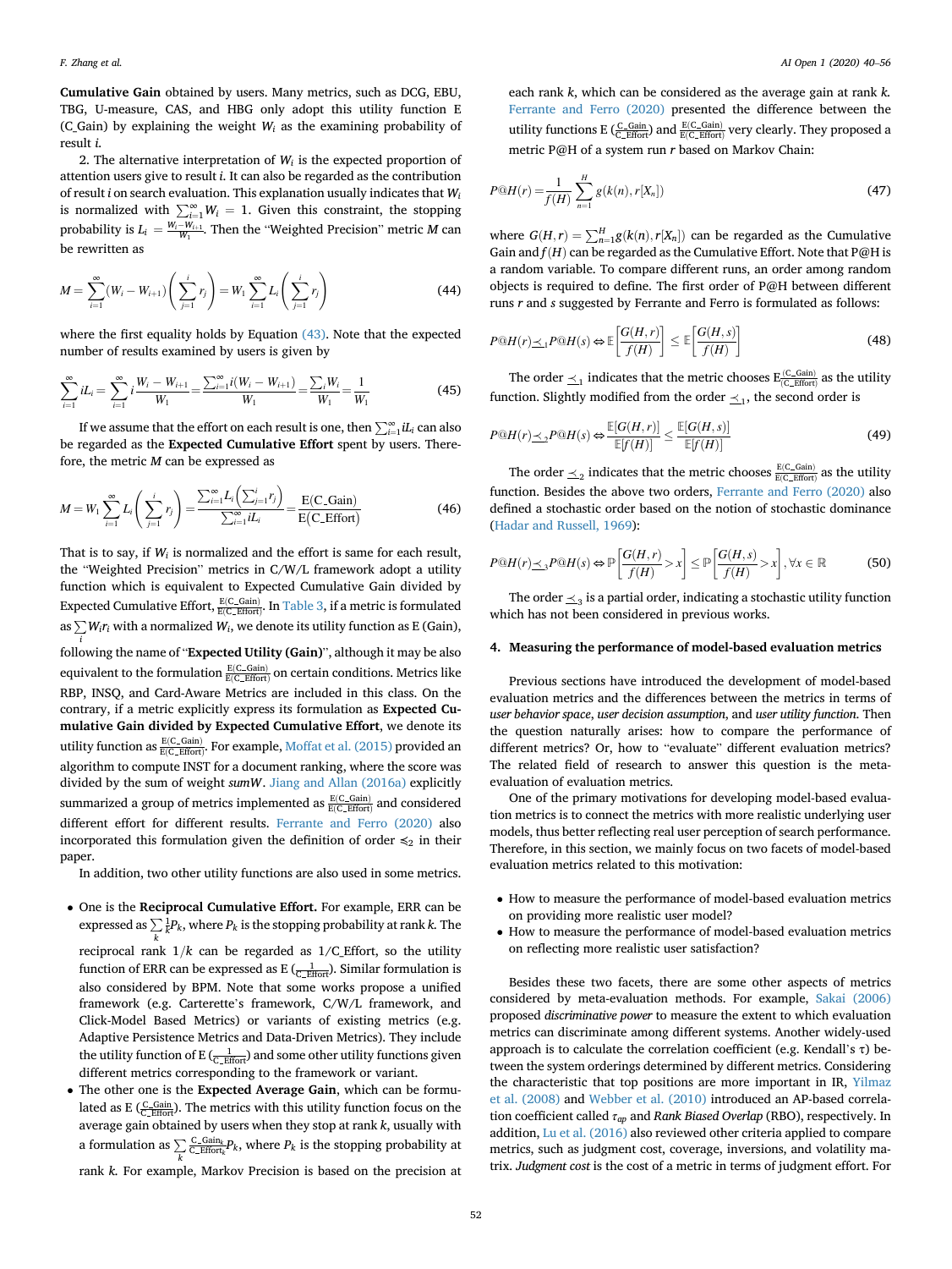**Cumulative Gain** obtained by users. Many metrics, such as DCG, EBU, TBG, U-measure, CAS, and HBG only adopt this utility function E (C_Gain) by explaining the weight $W_i$ as the examining probability of result $i$.

2. The alternative interpretation of $W_i$ is the expected proportion of attention users give to result $i$. It can also be regarded as the contribution of result $i$ on search evaluation. This explanation usually indicates that $W_i$ is normalized with $\sum_{i=1}^{\infty} W_i = 1$. Given this constraint, the stopping probability is $L_i = \frac{W_i - W_{i+1}}{W_1}$. Then the "Weighted Precision" metric $M$ can be rewritten as

$$M = \sum_{i=1}^{\infty}(W_i - W_{i+1})\left(\sum_{j=1}^{i} r_j\right) = W_1 \sum_{i=1}^{\infty} L_i \left(\sum_{j=1}^{i} r_j\right) \tag{44}$$

where the first equality holds by Equation (43). Note that the expected number of results examined by users is given by

$$\sum_{i=1}^{\infty} iL_i = \sum_{i=1}^{\infty} i\frac{W_i - W_{i+1}}{W_1} = \frac{\sum_{i=1}^{\infty} i(W_i - W_{i+1})}{W_1} = \frac{\sum_i W_i}{W_1} = \frac{1}{W_1} \tag{45}$$

If we assume that the effort on each result is one, then $\sum_{i=1}^{\infty} iL_i$ can also be regarded as the **Expected Cumulative Effort** spent by users. Therefore, the metric $M$ can be expressed as

$$M = W_1 \sum_{i=1}^{\infty} L_i \left(\sum_{j=1}^{i} r_j\right) = \frac{\sum_{i=1}^{\infty} L_i \left(\sum_{j=1}^{i} r_j\right)}{\sum_{i=1}^{\infty} iL_i} = \frac{\mathrm{E(C\_Gain)}}{\mathrm{E(C\_Effort)}} \tag{46}$$

That is to say, if $W_i$ is normalized and the effort is same for each result, the "Weighted Precision" metrics in C/W/L framework adopt a utility function which is equivalent to Expected Cumulative Gain divided by Expected Cumulative Effort, $\frac{\mathrm{E(C\_Gain)}}{\mathrm{E(C\_Effort)}}$. In Table 3, if a metric is formulated as $\sum_i W_i r_i$ with a normalized $W_i$, we denote its utility function as E (Gain), following the name of "**Expected Utility (Gain)**", although it may be also equivalent to the formulation $\frac{\mathrm{E(C\_Gain)}}{\mathrm{E(C\_Effort)}}$ on certain conditions. Metrics like RBP, INSQ, and Card-Aware Metrics are included in this class. On the contrary, if a metric explicitly express its formulation as **Expected Cumulative Gain divided by Expected Cumulative Effort**, we denote its utility function as $\frac{\mathrm{E(C\_Gain)}}{\mathrm{E(C\_Effort)}}$. For example, Moffat et al. (2015) provided an algorithm to compute INST for a document ranking, where the score was divided by the sum of weight *sumW*. Jiang and Allan (2016a) explicitly summarized a group of metrics implemented as $\frac{\mathrm{E(C\_Gain)}}{\mathrm{E(C\_Effort)}}$ and considered different effort for different results. Ferrante and Ferro (2020) also incorporated this formulation given the definition of order $\preccurlyeq_2$ in their paper.

In addition, two other utility functions are also used in some metrics.

- One is the **Reciprocal Cumulative Effort.** For example, ERR can be expressed as $\sum_k \frac{1}{k} P_k$, where $P_k$ is the stopping probability at rank $k$. The reciprocal rank $1/k$ can be regarded as 1/C_Effort, so the utility function of ERR can be expressed as E ($\frac{1}{\mathrm{C\_Effort}}$). Similar formulation is also considered by BPM. Note that some works propose a unified framework (e.g. Carterette's framework, C/W/L framework, and Click-Model Based Metrics) or variants of existing metrics (e.g. Adaptive Persistence Metrics and Data-Driven Metrics). They include the utility function of E ($\frac{1}{\mathrm{C\_Effort}}$) and some other utility functions given different metrics corresponding to the framework or variant.
- The other one is the **Expected Average Gain**, which can be formulated as E ($\frac{\mathrm{C\_Gain}}{\mathrm{C\_Effort}}$). The metrics with this utility function focus on the average gain obtained by users when they stop at rank $k$, usually with a formulation as $\sum_k \frac{\mathrm{C\_Gain}_k}{\mathrm{C\_Effort}_k} P_k$, where $P_k$ is the stopping probability at rank $k$. For example, Markov Precision is based on the precision at each rank $k$, which can be considered as the average gain at rank $k$. Ferrante and Ferro (2020) presented the difference between the utility functions E ($\frac{\mathrm{C\_Gain}}{\mathrm{C\_Effort}}$) and $\frac{\mathrm{E(C\_Gain)}}{\mathrm{E(C\_Effort)}}$ very clearly. They proposed a metric P@H of a system run $r$ based on Markov Chain:

$$P@H(r) = \frac{1}{f(H)} \sum_{n=1}^{H} g(k(n), r[X_n]) \tag{47}$$

where $G(H, r) = \sum_{n=1}^{H} g(k(n), r[X_n])$ can be regarded as the Cumulative Gain and $f(H)$ can be regarded as the Cumulative Effort. Note that P@H is a random variable. To compare different runs, an order among random objects is required to define. The first order of P@H between different runs $r$ and $s$ suggested by Ferrante and Ferro is formulated as follows:

$$P@H(r) \preceq_1 P@H(s) \Leftrightarrow \mathbb{E}\left[\frac{G(H,r)}{f(H)}\right] \leq \mathbb{E}\left[\frac{G(H,s)}{f(H)}\right] \tag{48}$$

The order $\preceq_1$ indicates that the metric chooses $\mathrm{E}(\frac{\mathrm{C\_Gain}}{\mathrm{C\_Effort}})$ as the utility function. Slightly modified from the order $\preceq_1$, the second order is

$$P@H(r) \preceq_2 P@H(s) \Leftrightarrow \frac{\mathbb{E}[G(H,r)]}{\mathbb{E}[f(H)]} \leq \frac{\mathbb{E}[G(H,s)]}{\mathbb{E}[f(H)]} \tag{49}$$

The order $\preceq_2$ indicates that the metric chooses $\frac{\mathrm{E(C\_Gain)}}{\mathrm{E(C\_Effort)}}$ as the utility function. Besides the above two orders, Ferrante and Ferro (2020) also defined a stochastic order based on the notion of stochastic dominance (Hadar and Russell, 1969):

$$P@H(r) \preceq_3 P@H(s) \Leftrightarrow \mathbb{P}\left[\frac{G(H,r)}{f(H)} > x\right] \leq \mathbb{P}\left[\frac{G(H,s)}{f(H)} > x\right], \forall x \in \mathbb{R} \tag{50}$$

The order $\preceq_3$ is a partial order, indicating a stochastic utility function which has not been considered in previous works.

## 4. Measuring the performance of model-based evaluation metrics

Previous sections have introduced the development of model-based evaluation metrics and the differences between the metrics in terms of *user behavior space*, *user decision assumption*, and *user utility function*. Then the question naturally arises: how to compare the performance of different metrics? Or, how to "evaluate" different evaluation metrics? The related field of research to answer this question is the meta-evaluation of evaluation metrics.

One of the primary motivations for developing model-based evaluation metrics is to connect the metrics with more realistic underlying user models, thus better reflecting real user perception of search performance. Therefore, in this section, we mainly focus on two facets of model-based evaluation metrics related to this motivation:

- How to measure the performance of model-based evaluation metrics on providing more realistic user model?
- How to measure the performance of model-based evaluation metrics on reflecting more realistic user satisfaction?

Besides these two facets, there are some other aspects of metrics considered by meta-evaluation methods. For example, Sakai (2006) proposed *discriminative power* to measure the extent to which evaluation metrics can discriminate among different systems. Another widely-used approach is to calculate the correlation coefficient (e.g. Kendall's $\tau$) between the system orderings determined by different metrics. Considering the characteristic that top positions are more important in IR, Yilmaz et al. (2008) and Webber et al. (2010) introduced an AP-based correlation coefficient called $\tau_{ap}$ and *Rank Biased Overlap* (RBO), respectively. In addition, Lu et al. (2016) also reviewed other criteria applied to compare metrics, such as judgment cost, coverage, inversions, and volatility matrix. *Judgment cost* is the cost of a metric in terms of judgment effort. For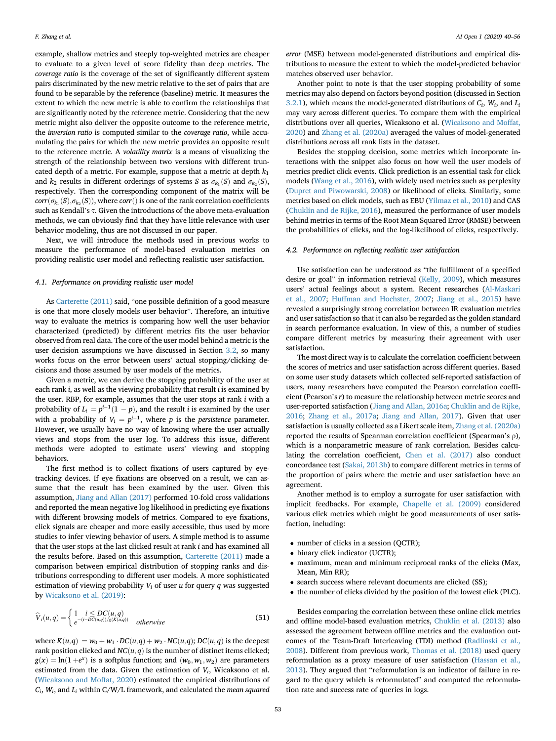example, shallow metrics and steeply top-weighted metrics are cheaper to evaluate to a given level of score fidelity than deep metrics. The *coverage ratio* is the coverage of the set of significantly different system pairs discriminated by the new metric relative to the set of pairs that are found to be separable by the reference (baseline) metric. It measures the extent to which the new metric is able to confirm the relationships that are significantly noted by the reference metric. Considering that the new metric might also deliver the opposite outcome to the reference metric, the *inversion ratio* is computed similar to the *coverage ratio*, while accumulating the pairs for which the new metric provides an opposite result to the reference metric. A *volatility matrix* is a means of visualizing the strength of the relationship between two versions with different truncated depth of a metric. For example, suppose that a metric at depth $k_1$ and $k_2$ results in different orderings of systems $S$ as $\sigma_{k_1}(S)$ and $\sigma_{k_2}(S)$, respectively. Then the corresponding component of the matrix will be $corr(\sigma_{k_1}(S), \sigma_{k_2}(S))$, where $corr()$ is one of the rank correlation coefficients such as Kendall's τ. Given the introductions of the above meta-evaluation methods, we can obviously find that they have little relevance with user behavior modeling, thus are not discussed in our paper.

Next, we will introduce the methods used in previous works to measure the performance of model-based evaluation metrics on providing realistic user model and reflecting realistic user satisfaction.

### 4.1. Performance on providing realistic user model

As Carterette (2011) said, "one possible definition of a good measure is one that more closely models user behavior". Therefore, an intuitive way to evaluate the metrics is comparing how well the user behavior characterized (predicted) by different metrics fits the user behavior observed from real data. The core of the user model behind a metric is the user decision assumptions we have discussed in Section 3.2, so many works focus on the error between users' actual stopping/clicking decisions and those assumed by user models of the metrics.

Given a metric, we can derive the stopping probability of the user at each rank $i$, as well as the viewing probability that result $i$ is examined by the user. RBP, for example, assumes that the user stops at rank $i$ with a probability of $L_i = p^{i-1}(1-p)$, and the result $i$ is examined by the user with a probability of $V_i = p^{i-1}$, where $p$ is the *persistence* parameter. However, we usually have no way of knowing where the user actually views and stops from the user log. To address this issue, different methods were adopted to estimate users' viewing and stopping behaviors.

The first method is to collect fixations of users captured by eye-tracking devices. If eye fixations are observed on a result, we can assume that the result has been examined by the user. Given this assumption, Jiang and Allan (2017) performed 10-fold cross validations and reported the mean negative log likelihood in predicting eye fixations with different browsing models of metrics. Compared to eye fixations, click signals are cheaper and more easily accessible, thus used by more studies to infer viewing behavior of users. A simple method is to assume that the user stops at the last clicked result at rank $i$ and has examined all the results before. Based on this assumption, Carterette (2011) made a comparison between empirical distribution of stopping ranks and distributions corresponding to different user models. A more sophisticated estimation of viewing probability $V_i$ of user $u$ for query $q$ was suggested by Wicaksono et al. (2019):

$$\widehat{V}_i(u,q) = \begin{cases} 1 & i \le DC(u,q) \\ e^{-(i-DC(u,q))/g(K(u,q))} & otherwise \end{cases} \tag{51}$$

where $K(u,q) = w_0 + w_1 \cdot DC(u,q) + w_2 \cdot NC(u,q)$; $DC(u,q)$ is the deepest rank position clicked and $NC(u,q)$ is the number of distinct items clicked; $g(x) = \ln(1+e^x)$ is a softplus function; and $(w_0, w_1, w_2)$ are parameters estimated from the data. Given the estimation of $V_i$, Wicaksono et al. (Wicaksono and Moffat, 2020) estimated the empirical distributions of $C_i$, $W_i$, and $L_i$ within C/W/L framework, and calculated the *mean squared error* (MSE) between model-generated distributions and empirical distributions to measure the extent to which the model-predicted behavior matches observed user behavior.

Another point to note is that the user stopping probability of some metrics may also depend on factors beyond position (discussed in Section 3.2.1), which means the model-generated distributions of $C_i$, $W_i$, and $L_i$ may vary across different queries. To compare them with the empirical distributions over all queries, Wicaksono et al. (Wicaksono and Moffat, 2020) and Zhang et al. (2020a) averaged the values of model-generated distributions across all rank lists in the dataset.

Besides the stopping decision, some metrics which incorporate interactions with the snippet also focus on how well the user models of metrics predict click events. Click prediction is an essential task for click models (Wang et al., 2016), with widely used metrics such as perplexity (Dupret and Piwowarski, 2008) or likelihood of clicks. Similarly, some metrics based on click models, such as EBU (Yilmaz et al., 2010) and CAS (Chuklin and de Rijke, 2016), measured the performance of user models behind metrics in terms of the Root Mean Squared Error (RMSE) between the probabilities of clicks, and the log-likelihood of clicks, respectively.

### 4.2. Performance on reflecting realistic user satisfaction

Use satisfaction can be understood as "the fulfillment of a specified desire or goal" in information retrieval (Kelly, 2009), which measures users' actual feelings about a system. Recent researches (Al-Maskari et al., 2007; Huffman and Hochster, 2007; Jiang et al., 2015) have revealed a surprisingly strong correlation between IR evaluation metrics and user satisfaction so that it can also be regarded as the golden standard in search performance evaluation. In view of this, a number of studies compare different metrics by measuring their agreement with user satisfaction.

The most direct way is to calculate the correlation coefficient between the scores of metrics and user satisfaction across different queries. Based on some user study datasets which collected self-reported satisfaction of users, many researchers have computed the Pearson correlation coefficient (Pearson's $r$) to measure the relationship between metric scores and user-reported satisfaction (Jiang and Allan, 2016a; Chuklin and de Rijke, 2016; Zhang et al., 2017a; Jiang and Allan, 2017). Given that user satisfaction is usually collected as a Likert scale item, Zhang et al. (2020a) reported the results of Spearman correlation coefficient (Spearman's ρ), which is a nonparametric measure of rank correlation. Besides calculating the correlation coefficient, Chen et al. (2017) also conduct concordance test (Sakai, 2013b) to compare different metrics in terms of the proportion of pairs where the metric and user satisfaction have an agreement.

Another method is to employ a surrogate for user satisfaction with implicit feedbacks. For example, Chapelle et al. (2009) considered various click metrics which might be good measurements of user satisfaction, including:

- number of clicks in a session (QCTR);
- binary click indicator (UCTR);
- maximum, mean and minimum reciprocal ranks of the clicks (Max, Mean, Min RR);
- search success where relevant documents are clicked (SS);
- the number of clicks divided by the position of the lowest click (PLC).

Besides comparing the correlation between these online click metrics and offline model-based evaluation metrics, Chuklin et al. (2013) also assessed the agreement between offline metrics and the evaluation outcomes of the Team-Draft Interleaving (TDI) method (Radlinski et al., 2008). Different from previous work, Thomas et al. (2018) used query reformulation as a proxy measure of user satisfaction (Hassan et al., 2013). They argued that "reformulation is an indicator of failure in regard to the query which is reformulated" and computed the reformulation rate and success rate of queries in logs.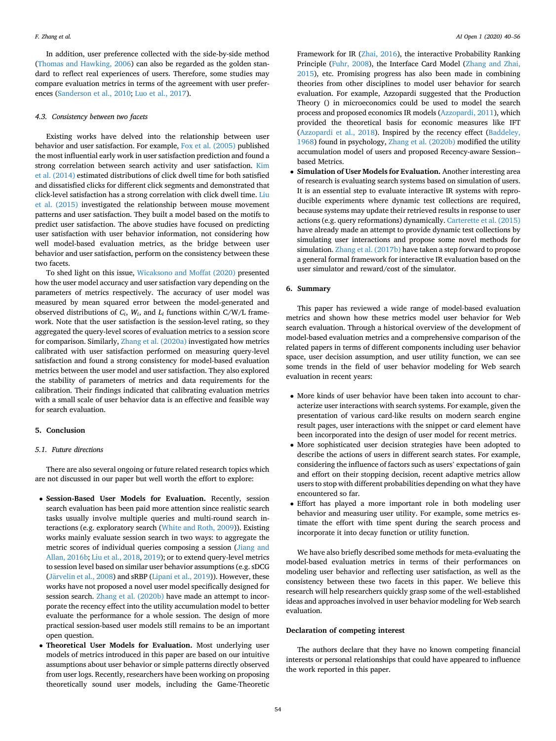In addition, user preference collected with the side-by-side method (Thomas and Hawking, 2006) can also be regarded as the golden standard to reflect real experiences of users. Therefore, some studies may compare evaluation metrics in terms of the agreement with user preferences (Sanderson et al., 2010; Luo et al., 2017).

### 4.3. Consistency between two facets

Existing works have delved into the relationship between user behavior and user satisfaction. For example, Fox et al. (2005) published the most influential early work in user satisfaction prediction and found a strong correlation between search activity and user satisfaction. Kim et al. (2014) estimated distributions of click dwell time for both satisfied and dissatisfied clicks for different click segments and demonstrated that click-level satisfaction has a strong correlation with click dwell time. Liu et al. (2015) investigated the relationship between mouse movement patterns and user satisfaction. They built a model based on the motifs to predict user satisfaction. The above studies have focused on predicting user satisfaction with user behavior information, not considering how well model-based evaluation metrics, as the bridge between user behavior and user satisfaction, perform on the consistency between these two facets.

To shed light on this issue, Wicaksono and Moffat (2020) presented how the user model accuracy and user satisfaction vary depending on the parameters of metrics respectively. The accuracy of user model was measured by mean squared error between the model-generated and observed distributions of $C_i$, $W_i$, and $L_i$ functions within C/W/L framework. Note that the user satisfaction is the session-level rating, so they aggregated the query-level scores of evaluation metrics to a session score for comparison. Similarly, Zhang et al. (2020a) investigated how metrics calibrated with user satisfaction performed on measuring query-level satisfaction and found a strong consistency for model-based evaluation metrics between the user model and user satisfaction. They also explored the stability of parameters of metrics and data requirements for the calibration. Their findings indicated that calibrating evaluation metrics with a small scale of user behavior data is an effective and feasible way for search evaluation.

## 5. Conclusion

### 5.1. Future directions

There are also several ongoing or future related research topics which are not discussed in our paper but well worth the effort to explore:

- **Session-Based User Models for Evaluation.** Recently, session search evaluation has been paid more attention since realistic search tasks usually involve multiple queries and multi-round search interactions (e.g. exploratory search (White and Roth, 2009)). Existing works mainly evaluate session search in two ways: to aggregate the metric scores of individual queries composing a session (Jiang and Allan, 2016b; Liu et al., 2018, 2019); or to extend query-level metrics to session level based on similar user behavior assumptions (e.g. sDCG (Järvelin et al., 2008) and sRBP (Lipani et al., 2019)). However, these works have not proposed a novel user model specifically designed for session search. Zhang et al. (2020b) have made an attempt to incorporate the recency effect into the utility accumulation model to better evaluate the performance for a whole session. The design of more practical session-based user models still remains to be an important open question.
- **Theoretical User Models for Evaluation.** Most underlying user models of metrics introduced in this paper are based on our intuitive assumptions about user behavior or simple patterns directly observed from user logs. Recently, researchers have been working on proposing theoretically sound user models, including the Game-Theoretic Framework for IR (Zhai, 2016), the interactive Probability Ranking Principle (Fuhr, 2008), the Interface Card Model (Zhang and Zhai, 2015), etc. Promising progress has also been made in combining theories from other disciplines to model user behavior for search evaluation. For example, Azzopardi suggested that the Production Theory () in microeconomics could be used to model the search process and proposed economics IR models (Azzopardi, 2011), which provided the theoretical basis for economic measures like IFT (Azzopardi et al., 2018). Inspired by the recency effect (Baddeley, 1968) found in psychology, Zhang et al. (2020b) modified the utility accumulation model of users and proposed Recency-aware Session--based Metrics.
- **Simulation of User Models for Evaluation.** Another interesting area of research is evaluating search systems based on simulation of users. It is an essential step to evaluate interactive IR systems with reproducible experiments where dynamic test collections are required, because systems may update their retrieved results in response to user actions (e.g. query reformations) dynamically. Carterette et al. (2015) have already made an attempt to provide dynamic test collections by simulating user interactions and propose some novel methods for simulation. Zhang et al. (2017b) have taken a step forward to propose a general formal framework for interactive IR evaluation based on the user simulator and reward/cost of the simulator.

## 6. Summary

This paper has reviewed a wide range of model-based evaluation metrics and shown how these metrics model user behavior for Web search evaluation. Through a historical overview of the development of model-based evaluation metrics and a comprehensive comparison of the related papers in terms of different components including user behavior space, user decision assumption, and user utility function, we can see some trends in the field of user behavior modeling for Web search evaluation in recent years:

- More kinds of user behavior have been taken into account to characterize user interactions with search systems. For example, given the presentation of various card-like results on modern search engine result pages, user interactions with the snippet or card element have been incorporated into the design of user model for recent metrics.
- More sophisticated user decision strategies have been adopted to describe the actions of users in different search states. For example, considering the influence of factors such as users' expectations of gain and effort on their stopping decision, recent adaptive metrics allow users to stop with different probabilities depending on what they have encountered so far.
- Effort has played a more important role in both modeling user behavior and measuring user utility. For example, some metrics estimate the effort with time spent during the search process and incorporate it into decay function or utility function.

We have also briefly described some methods for meta-evaluating the model-based evaluation metrics in terms of their performances on modeling user behavior and reflecting user satisfaction, as well as the consistency between these two facets in this paper. We believe this research will help researchers quickly grasp some of the well-established ideas and approaches involved in user behavior modeling for Web search evaluation.

### Declaration of competing interest

The authors declare that they have no known competing financial interests or personal relationships that could have appeared to influence the work reported in this paper.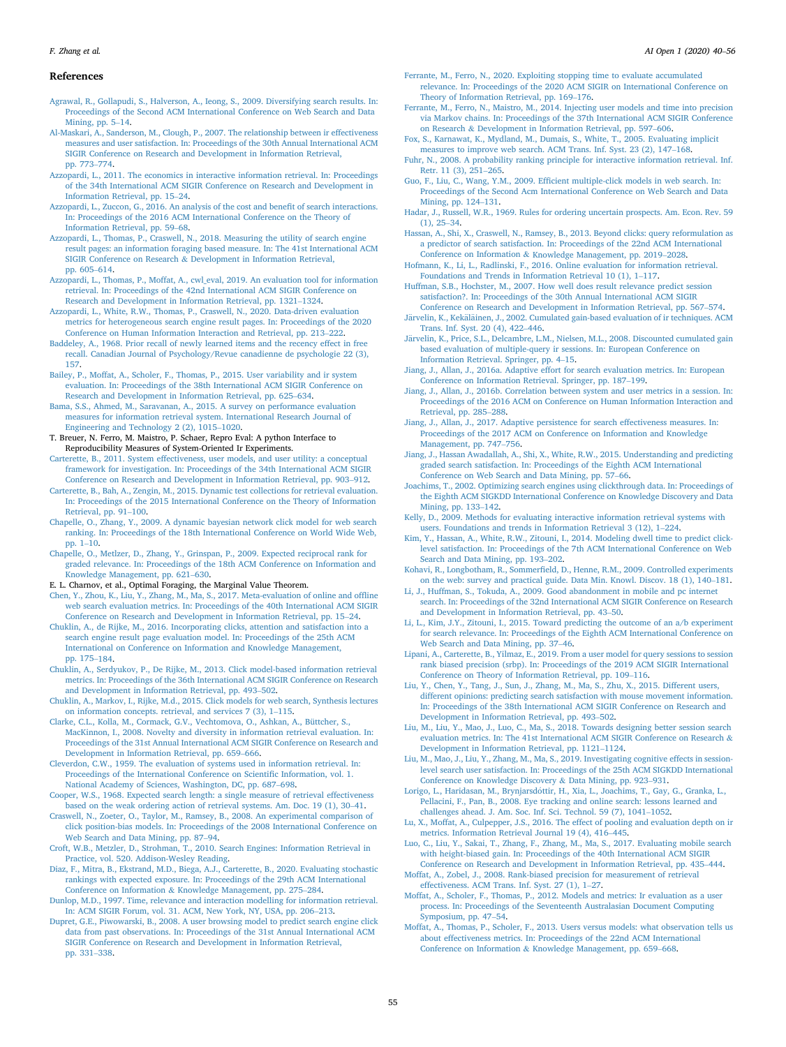## References

Agrawal, R., Gollapudi, S., Halverson, A., Ieong, S., 2009. Diversifying search results. In: Proceedings of the Second ACM International Conference on Web Search and Data Mining, pp. 5–14.

Al-Maskari, A., Sanderson, M., Clough, P., 2007. The relationship between ir effectiveness measures and user satisfaction. In: Proceedings of the 30th Annual International ACM SIGIR Conference on Research and Development in Information Retrieval, pp. 773–774.

Azzopardi, L., 2011. The economics in interactive information retrieval. In: Proceedings of the 34th International ACM SIGIR Conference on Research and Development in Information Retrieval, pp. 15–24.

Azzopardi, L., Zuccon, G., 2016. An analysis of the cost and benefit of search interactions. In: Proceedings of the 2016 ACM International Conference on the Theory of Information Retrieval, pp. 59–68.

Azzopardi, L., Thomas, P., Craswell, N., 2018. Measuring the utility of search engine result pages: an information foraging based measure. In: The 41st International ACM SIGIR Conference on Research & Development in Information Retrieval, pp. 605–614.

Azzopardi, L., Thomas, P., Moffat, A., cwl_eval, 2019. An evaluation tool for information retrieval. In: Proceedings of the 42nd International ACM SIGIR Conference on Research and Development in Information Retrieval, pp. 1321–1324.

Azzopardi, L., White, R.W., Thomas, P., Craswell, N., 2020. Data-driven evaluation metrics for heterogeneous search engine result pages. In: Proceedings of the 2020 Conference on Human Information Interaction and Retrieval, pp. 213–222.

Baddeley, A., 1968. Prior recall of newly learned items and the recency effect in free recall. Canadian Journal of Psychology/Revue canadienne de psychologie 22 (3), 157.

Bailey, P., Moffat, A., Scholer, F., Thomas, P., 2015. User variability and ir system evaluation. In: Proceedings of the 38th International ACM SIGIR Conference on Research and Development in Information Retrieval, pp. 625–634.

Bama, S.S., Ahmed, M., Saravanan, A., 2015. A survey on performance evaluation measures for information retrieval system. International Research Journal of Engineering and Technology 2 (2), 1015–1020.

T. Breuer, N. Ferro, M. Maistro, P. Schaer, Repro Eval: A python Interface to Reproducibility Measures of System-Oriented Ir Experiments.

Carterette, B., 2011. System effectiveness, user models, and user utility: a conceptual framework for investigation. In: Proceedings of the 34th International ACM SIGIR Conference on Research and Development in Information Retrieval, pp. 903–912.

Carterette, B., Bah, A., Zengin, M., 2015. Dynamic test collections for retrieval evaluation. In: Proceedings of the 2015 International Conference on the Theory of Information Retrieval, pp. 91–100.

Chapelle, O., Zhang, Y., 2009. A dynamic bayesian network click model for web search ranking. In: Proceedings of the 18th International Conference on World Wide Web, pp. 1–10.

Chapelle, O., Metlzer, D., Zhang, Y., Grinspan, P., 2009. Expected reciprocal rank for graded relevance. In: Proceedings of the 18th ACM Conference on Information and Knowledge Management, pp. 621–630.

E. L. Charnov, et al., Optimal Foraging, the Marginal Value Theorem.

Chen, Y., Zhou, K., Liu, Y., Zhang, M., Ma, S., 2017. Meta-evaluation of online and offline web search evaluation metrics. In: Proceedings of the 40th International ACM SIGIR Conference on Research and Development in Information Retrieval, pp. 15–24.

Chuklin, A., de Rijke, M., 2016. Incorporating clicks, attention and satisfaction into a search engine result page evaluation model. In: Proceedings of the 25th ACM International on Conference on Information and Knowledge Management, pp. 175–184.

Chuklin, A., Serdyukov, P., De Rijke, M., 2013. Click model-based information retrieval metrics. In: Proceedings of the 36th International ACM SIGIR Conference on Research and Development in Information Retrieval, pp. 493–502.

Chuklin, A., Markov, I., Rijke, M.d., 2015. Click models for web search, Synthesis lectures on information concepts. retrieval, and services 7 (3), 1–115.

Clarke, C.L., Kolla, M., Cormack, G.V., Vechtomova, O., Ashkan, A., Büttcher, S., MacKinnon, I., 2008. Novelty and diversity in information retrieval evaluation. In: Proceedings of the 31st Annual International ACM SIGIR Conference on Research and Development in Information Retrieval, pp. 659–666.

Cleverdon, C.W., 1959. The evaluation of systems used in information retrieval. In: Proceedings of the International Conference on Scientific Information, vol. 1. National Academy of Sciences, Washington, DC, pp. 687–698.

Cooper, W.S., 1968. Expected search length: a single measure of retrieval effectiveness based on the weak ordering action of retrieval systems. Am. Doc. 19 (1), 30–41.

Craswell, N., Zoeter, O., Taylor, M., Ramsey, B., 2008. An experimental comparison of click position-bias models. In: Proceedings of the 2008 International Conference on Web Search and Data Mining, pp. 87–94.

Croft, W.B., Metzler, D., Strohman, T., 2010. Search Engines: Information Retrieval in Practice, vol. 520. Addison-Wesley Reading.

Diaz, F., Mitra, B., Ekstrand, M.D., Biega, A.J., Carterette, B., 2020. Evaluating stochastic rankings with expected exposure. In: Proceedings of the 29th ACM International Conference on Information & Knowledge Management, pp. 275–284.

Dunlop, M.D., 1997. Time, relevance and interaction modelling for information retrieval. In: ACM SIGIR Forum, vol. 31. ACM, New York, NY, USA, pp. 206–213.

Dupret, G.E., Piwowarski, B., 2008. A user browsing model to predict search engine click data from past observations. In: Proceedings of the 31st Annual International ACM SIGIR Conference on Research and Development in Information Retrieval, pp. 331–338.

Ferrante, M., Ferro, N., 2020. Exploiting stopping time to evaluate accumulated relevance. In: Proceedings of the 2020 ACM SIGIR on International Conference on Theory of Information Retrieval, pp. 169–176.

Ferrante, M., Ferro, N., Maistro, M., 2014. Injecting user models and time into precision via Markov chains. In: Proceedings of the 37th International ACM SIGIR Conference on Research & Development in Information Retrieval, pp. 597–606.

Fox, S., Karnawat, K., Mydland, M., Dumais, S., White, T., 2005. Evaluating implicit measures to improve web search. ACM Trans. Inf. Syst. 23 (2), 147–168.

Fuhr, N., 2008. A probability ranking principle for interactive information retrieval. Inf. Retr. 11 (3), 251–265.

Guo, F., Liu, C., Wang, Y.M., 2009. Efficient multiple-click models in web search. In: Proceedings of the Second Acm International Conference on Web Search and Data Mining, pp. 124–131.

Hadar, J., Russell, W.R., 1969. Rules for ordering uncertain prospects. Am. Econ. Rev. 59 (1), 25–34.

Hassan, A., Shi, X., Craswell, N., Ramsey, B., 2013. Beyond clicks: query reformulation as a predictor of search satisfaction. In: Proceedings of the 22nd ACM International Conference on Information & Knowledge Management, pp. 2019–2028.

Hofmann, K., Li, L., Radlinski, F., 2016. Online evaluation for information retrieval. Foundations and Trends in Information Retrieval 10 (1), 1–117.

Huffman, S.B., Hochster, M., 2007. How well does result relevance predict session satisfaction?. In: Proceedings of the 30th Annual International ACM SIGIR Conference on Research and Development in Information Retrieval, pp. 567–574.

Järvelin, K., Kekäläinen, J., 2002. Cumulated gain-based evaluation of ir techniques. ACM Trans. Inf. Syst. 20 (4), 422–446.

Järvelin, K., Price, S.L., Delcambre, L.M., Nielsen, M.L., 2008. Discounted cumulated gain based evaluation of multiple-query ir sessions. In: European Conference on Information Retrieval. Springer, pp. 4–15.

Jiang, J., Allan, J., 2016a. Adaptive effort for search evaluation metrics. In: European Conference on Information Retrieval. Springer, pp. 187–199.

Jiang, J., Allan, J., 2016b. Correlation between system and user metrics in a session. In: Proceedings of the 2016 ACM on Conference on Human Information Interaction and Retrieval, pp. 285–288.

Jiang, J., Allan, J., 2017. Adaptive persistence for search effectiveness measures. In: Proceedings of the 2017 ACM on Conference on Information and Knowledge Management, pp. 747–756.

Jiang, J., Hassan Awadallah, A., Shi, X., White, R.W., 2015. Understanding and predicting graded search satisfaction. In: Proceedings of the Eighth ACM International Conference on Web Search and Data Mining, pp. 57–66.

Joachims, T., 2002. Optimizing search engines using clickthrough data. In: Proceedings of the Eighth ACM SIGKDD International Conference on Knowledge Discovery and Data Mining, pp. 133–142.

Kelly, D., 2009. Methods for evaluating interactive information retrieval systems with users. Foundations and trends in Information Retrieval 3 (12), 1–224.

Kim, Y., Hassan, A., White, R.W., Zitouni, I., 2014. Modeling dwell time to predict click-level satisfaction. In: Proceedings of the 7th ACM International Conference on Web Search and Data Mining, pp. 193–202.

Kohavi, R., Longbotham, R., Sommerfield, D., Henne, R.M., 2009. Controlled experiments on the web: survey and practical guide. Data Min. Knowl. Discov. 18 (1), 140–181.

Li, J., Huffman, S., Tokuda, A., 2009. Good abandonment in mobile and pc internet search. In: Proceedings of the 32nd International ACM SIGIR Conference on Research and Development in Information Retrieval, pp. 43–50.

Li, L., Kim, J.Y., Zitouni, I., 2015. Toward predicting the outcome of an a/b experiment for search relevance. In: Proceedings of the Eighth ACM International Conference on Web Search and Data Mining, pp. 37–46.

Lipani, A., Carterette, B., Yilmaz, E., 2019. From a user model for query sessions to session rank biased precision (srbp). In: Proceedings of the 2019 ACM SIGIR International Conference on Theory of Information Retrieval, pp. 109–116.

Liu, Y., Chen, Y., Tang, J., Sun, J., Zhang, M., Ma, S., Zhu, X., 2015. Different users, different opinions: predicting search satisfaction with mouse movement information. In: Proceedings of the 38th International ACM SIGIR Conference on Research and Development in Information Retrieval, pp. 493–502.

Liu, M., Liu, Y., Mao, J., Luo, C., Ma, S., 2018. Towards designing better session search evaluation metrics. In: The 41st International ACM SIGIR Conference on Research & Development in Information Retrieval, pp. 1121–1124.

Liu, M., Mao, J., Liu, Y., Zhang, M., Ma, S., 2019. Investigating cognitive effects in session-level search user satisfaction. In: Proceedings of the 25th ACM SIGKDD International Conference on Knowledge Discovery & Data Mining, pp. 923–931.

Lorigo, L., Haridasan, M., Brynjarsdóttir, H., Xia, L., Joachims, T., Gay, G., Granka, L., Pellacini, F., Pan, B., 2008. Eye tracking and online search: lessons learned and challenges ahead. J. Am. Soc. Inf. Sci. Technol. 59 (7), 1041–1052.

Lu, X., Moffat, A., Culpepper, J.S., 2016. The effect of pooling and evaluation depth on ir metrics. Information Retrieval Journal 19 (4), 416–445.

Luo, C., Liu, Y., Sakai, T., Zhang, F., Zhang, M., Ma, S., 2017. Evaluating mobile search with height-biased gain. In: Proceedings of the 40th International ACM SIGIR Conference on Research and Development in Information Retrieval, pp. 435–444.

Moffat, A., Zobel, J., 2008. Rank-biased precision for measurement of retrieval effectiveness. ACM Trans. Inf. Syst. 27 (1), 1–27.

Moffat, A., Scholer, F., Thomas, P., 2012. Models and metrics: Ir evaluation as a user process. In: Proceedings of the Seventeenth Australasian Document Computing Symposium, pp. 47–54.

Moffat, A., Thomas, P., Scholer, F., 2013. Users versus models: what observation tells us about effectiveness metrics. In: Proceedings of the 22nd ACM International Conference on Information & Knowledge Management, pp. 659–668.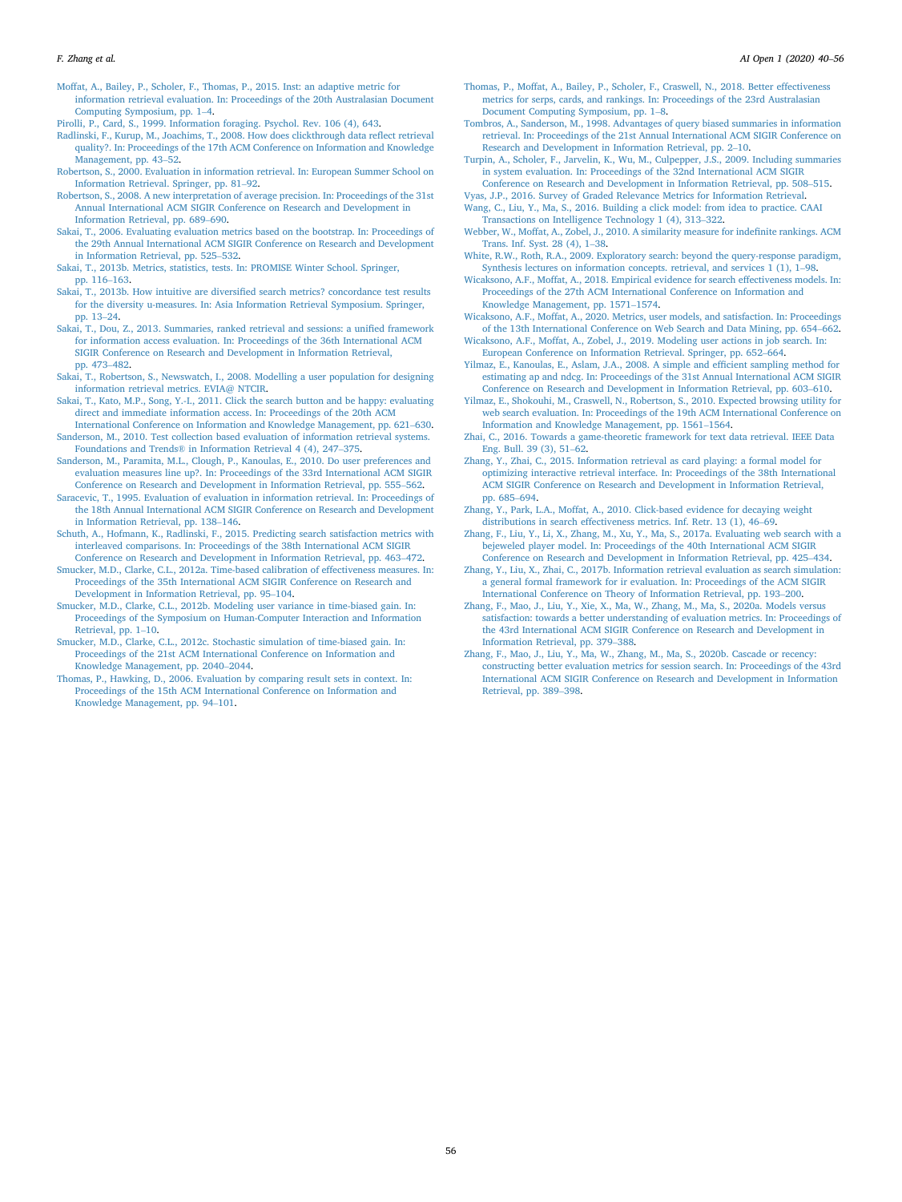Moffat, A., Bailey, P., Scholer, F., Thomas, P., 2015. Inst: an adaptive metric for information retrieval evaluation. In: Proceedings of the 20th Australasian Document Computing Symposium, pp. 1–4.

Pirolli, P., Card, S., 1999. Information foraging. Psychol. Rev. 106 (4), 643.

Radlinski, F., Kurup, M., Joachims, T., 2008. How does clickthrough data reflect retrieval quality?. In: Proceedings of the 17th ACM Conference on Information and Knowledge Management, pp. 43–52.

Robertson, S., 2000. Evaluation in information retrieval. In: European Summer School on Information Retrieval. Springer, pp. 81–92.

Robertson, S., 2008. A new interpretation of average precision. In: Proceedings of the 31st Annual International ACM SIGIR Conference on Research and Development in Information Retrieval, pp. 689–690.

Sakai, T., 2006. Evaluating evaluation metrics based on the bootstrap. In: Proceedings of the 29th Annual International ACM SIGIR Conference on Research and Development in Information Retrieval, pp. 525–532.

Sakai, T., 2013b. Metrics, statistics, tests. In: PROMISE Winter School. Springer, pp. 116–163.

Sakai, T., 2013b. How intuitive are diversified search metrics? concordance test results for the diversity u-measures. In: Asia Information Retrieval Symposium. Springer, pp. 13–24.

Sakai, T., Dou, Z., 2013. Summaries, ranked retrieval and sessions: a unified framework for information access evaluation. In: Proceedings of the 36th International ACM SIGIR Conference on Research and Development in Information Retrieval, pp. 473–482.

Sakai, T., Robertson, S., Newswatch, I., 2008. Modelling a user population for designing information retrieval metrics. EVIA@ NTCIR.

Sakai, T., Kato, M.P., Song, Y.-I., 2011. Click the search button and be happy: evaluating direct and immediate information access. In: Proceedings of the 20th ACM International Conference on Information and Knowledge Management, pp. 621–630.

Sanderson, M., 2010. Test collection based evaluation of information retrieval systems. Foundations and Trends® in Information Retrieval 4 (4), 247–375.

Sanderson, M., Paramita, M.L., Clough, P., Kanoulas, E., 2010. Do user preferences and evaluation measures line up?. In: Proceedings of the 33rd International ACM SIGIR Conference on Research and Development in Information Retrieval, pp. 555–562.

Saracevic, T., 1995. Evaluation of evaluation in information retrieval. In: Proceedings of the 18th Annual International ACM SIGIR Conference on Research and Development in Information Retrieval, pp. 138–146.

Schuth, A., Hofmann, K., Radlinski, F., 2015. Predicting search satisfaction metrics with interleaved comparisons. In: Proceedings of the 38th International ACM SIGIR Conference on Research and Development in Information Retrieval, pp. 463–472.

Smucker, M.D., Clarke, C.L., 2012a. Time-based calibration of effectiveness measures. In: Proceedings of the 35th International ACM SIGIR Conference on Research and Development in Information Retrieval, pp. 95–104.

Smucker, M.D., Clarke, C.L., 2012b. Modeling user variance in time-biased gain. In: Proceedings of the Symposium on Human-Computer Interaction and Information Retrieval, pp. 1–10.

Smucker, M.D., Clarke, C.L., 2012c. Stochastic simulation of time-biased gain. In: Proceedings of the 21st ACM International Conference on Information and Knowledge Management, pp. 2040–2044.

Thomas, P., Hawking, D., 2006. Evaluation by comparing result sets in context. In: Proceedings of the 15th ACM International Conference on Information and Knowledge Management, pp. 94–101.

Thomas, P., Moffat, A., Bailey, P., Scholer, F., Craswell, N., 2018. Better effectiveness metrics for serps, cards, and rankings. In: Proceedings of the 23rd Australasian Document Computing Symposium, pp. 1–8.

Tombros, A., Sanderson, M., 1998. Advantages of query biased summaries in information retrieval. In: Proceedings of the 21st Annual International ACM SIGIR Conference on Research and Development in Information Retrieval, pp. 2–10.

Turpin, A., Scholer, F., Jarvelin, K., Wu, M., Culpepper, J.S., 2009. Including summaries in system evaluation. In: Proceedings of the 32nd International ACM SIGIR Conference on Research and Development in Information Retrieval, pp. 508–515.

Vyas, J.P., 2016. Survey of Graded Relevance Metrics for Information Retrieval.

Wang, C., Liu, Y., Ma, S., 2016. Building a click model: from idea to practice. CAAI Transactions on Intelligence Technology 1 (4), 313–322.

Webber, W., Moffat, A., Zobel, J., 2010. A similarity measure for indefinite rankings. ACM Trans. Inf. Syst. 28 (4), 1–38.

White, R.W., Roth, R.A., 2009. Exploratory search: beyond the query-response paradigm, Synthesis lectures on information concepts. retrieval, and services 1 (1), 1–98.

Wicaksono, A.F., Moffat, A., 2018. Empirical evidence for search effectiveness models. In: Proceedings of the 27th ACM International Conference on Information and Knowledge Management, pp. 1571–1574.

Wicaksono, A.F., Moffat, A., 2020. Metrics, user models, and satisfaction. In: Proceedings of the 13th International Conference on Web Search and Data Mining, pp. 654–662.

Wicaksono, A.F., Moffat, A., Zobel, J., 2019. Modeling user actions in job search. In: European Conference on Information Retrieval. Springer, pp. 652–664.

Yilmaz, E., Kanoulas, E., Aslam, J.A., 2008. A simple and efficient sampling method for estimating ap and ndcg. In: Proceedings of the 31st Annual International ACM SIGIR Conference on Research and Development in Information Retrieval, pp. 603–610.

Yilmaz, E., Shokouhi, M., Craswell, N., Robertson, S., 2010. Expected browsing utility for web search evaluation. In: Proceedings of the 19th ACM International Conference on Information and Knowledge Management, pp. 1561–1564.

Zhai, C., 2016. Towards a game-theoretic framework for text data retrieval. IEEE Data Eng. Bull. 39 (3), 51–62.

Zhang, Y., Zhai, C., 2015. Information retrieval as card playing: a formal model for optimizing interactive retrieval interface. In: Proceedings of the 38th International ACM SIGIR Conference on Research and Development in Information Retrieval, pp. 685–694.

Zhang, Y., Park, L.A., Moffat, A., 2010. Click-based evidence for decaying weight distributions in search effectiveness metrics. Inf. Retr. 13 (1), 46–69.

Zhang, F., Liu, Y., Li, X., Zhang, M., Xu, Y., Ma, S., 2017a. Evaluating web search with a bejeweled player model. In: Proceedings of the 40th International ACM SIGIR Conference on Research and Development in Information Retrieval, pp. 425–434.

Zhang, Y., Liu, X., Zhai, C., 2017b. Information retrieval evaluation as search simulation: a general formal framework for ir evaluation. In: Proceedings of the ACM SIGIR International Conference on Theory of Information Retrieval, pp. 193–200.

Zhang, F., Mao, J., Liu, Y., Xie, X., Ma, W., Zhang, M., Ma, S., 2020a. Models versus satisfaction: towards a better understanding of evaluation metrics. In: Proceedings of the 43rd International ACM SIGIR Conference on Research and Development in Information Retrieval, pp. 379–388.

Zhang, F., Mao, J., Liu, Y., Ma, W., Zhang, M., Ma, S., 2020b. Cascade or recency: constructing better evaluation metrics for session search. In: Proceedings of the 43rd International ACM SIGIR Conference on Research and Development in Information Retrieval, pp. 389–398.